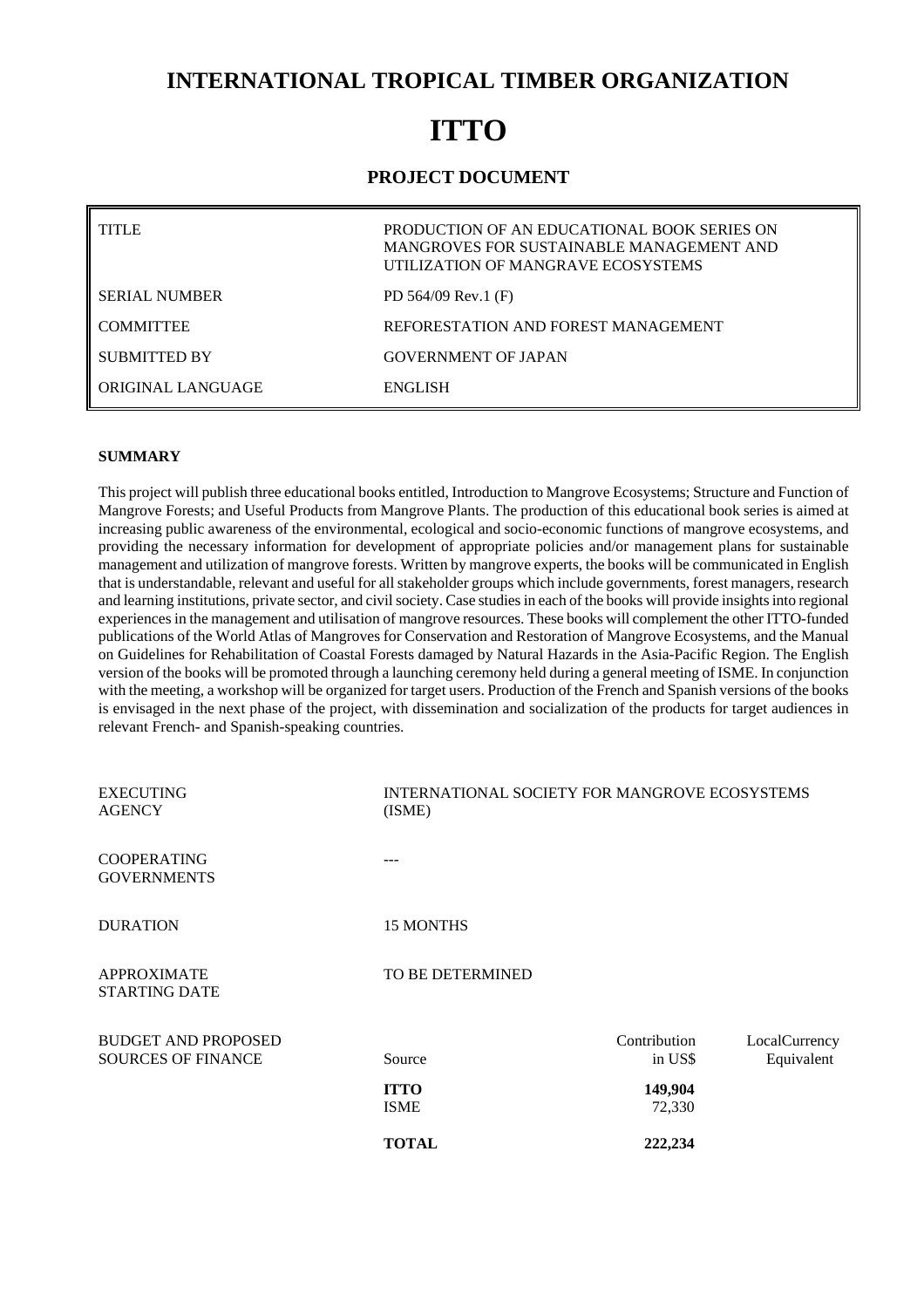# INTERNATIONAL TROPICAL TIMBER ORGANIZATION

# ITTO

## PROJECT DOCUMENT

| | |
|---|---|
| TITLE | PRODUCTION OF AN EDUCATIONAL BOOK SERIES ON MANGROVES FOR SUSTAINABLE MANAGEMENT AND UTILIZATION OF MANGRAVE ECOSYSTEMS |
| SERIAL NUMBER | PD 564/09 Rev.1 (F) |
| COMMITTEE | REFORESTATION AND FOREST MANAGEMENT |
| SUBMITTED BY | GOVERNMENT OF JAPAN |
| ORIGINAL LANGUAGE | ENGLISH |

**SUMMARY**

This project will publish three educational books entitled, Introduction to Mangrove Ecosystems; Structure and Function of Mangrove Forests; and Useful Products from Mangrove Plants. The production of this educational book series is aimed at increasing public awareness of the environmental, ecological and socio-economic functions of mangrove ecosystems, and providing the necessary information for development of appropriate policies and/or management plans for sustainable management and utilization of mangrove forests. Written by mangrove experts, the books will be communicated in English that is understandable, relevant and useful for all stakeholder groups which include governments, forest managers, research and learning institutions, private sector, and civil society. Case studies in each of the books will provide insights into regional experiences in the management and utilisation of mangrove resources. These books will complement the other ITTO-funded publications of the World Atlas of Mangroves for Conservation and Restoration of Mangrove Ecosystems, and the Manual on Guidelines for Rehabilitation of Coastal Forests damaged by Natural Hazards in the Asia-Pacific Region. The English version of the books will be promoted through a launching ceremony held during a general meeting of ISME. In conjunction with the meeting, a workshop will be organized for target users. Production of the French and Spanish versions of the books is envisaged in the next phase of the project, with dissemination and socialization of the products for target audiences in relevant French- and Spanish-speaking countries.

| | |
|---|---|
| EXECUTING AGENCY | INTERNATIONAL SOCIETY FOR MANGROVE ECOSYSTEMS (ISME) |
| COOPERATING GOVERNMENTS | --- |
| DURATION | 15 MONTHS |
| APPROXIMATE STARTING DATE | TO BE DETERMINED |

| BUDGET AND PROPOSED SOURCES OF FINANCE | Source | Contribution in US$ | LocalCurrency Equivalent |
|---|---|---|---|
| | **ITTO** | **149,904** | |
| | ISME | 72,330 | |
| | **TOTAL** | **222,234** | |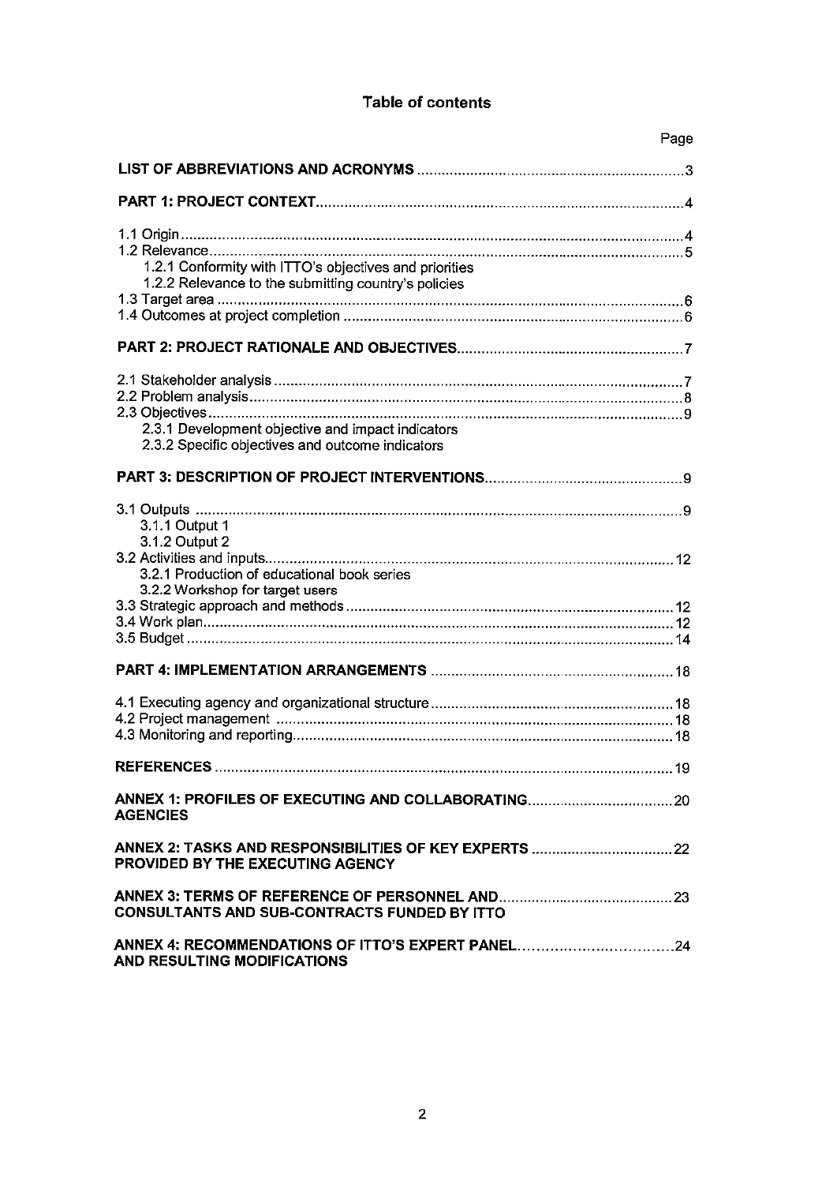# Table of contents

| | Page |
|---|---|
| **LIST OF ABBREVIATIONS AND ACRONYMS** | 3 |
| **PART 1: PROJECT CONTEXT** | 4 |
| 1.1 Origin | 4 |
| 1.2 Relevance | 5 |
| 1.2.1 Conformity with ITTO's objectives and priorities | |
| 1.2.2 Relevance to the submitting country's policies | |
| 1.3 Target area | 6 |
| 1.4 Outcomes at project completion | 6 |
| **PART 2: PROJECT RATIONALE AND OBJECTIVES** | 7 |
| 2.1 Stakeholder analysis | 7 |
| 2.2 Problem analysis | 8 |
| 2.3 Objectives | 9 |
| 2.3.1 Development objective and impact indicators | |
| 2.3.2 Specific objectives and outcome indicators | |
| **PART 3: DESCRIPTION OF PROJECT INTERVENTIONS** | 9 |
| 3.1 Outputs | 9 |
| 3.1.1 Output 1 | |
| 3.1.2 Output 2 | |
| 3.2 Activities and inputs | 12 |
| 3.2.1 Production of educational book series | |
| 3.2.2 Workshop for target users | |
| 3.3 Strategic approach and methods | 12 |
| 3.4 Work plan | 12 |
| 3.5 Budget | 14 |
| **PART 4: IMPLEMENTATION ARRANGEMENTS** | 18 |
| 4.1 Executing agency and organizational structure | 18 |
| 4.2 Project management | 18 |
| 4.3 Monitoring and reporting | 18 |
| **REFERENCES** | 19 |
| **ANNEX 1: PROFILES OF EXECUTING AND COLLABORATING AGENCIES** | 20 |
| **ANNEX 2: TASKS AND RESPONSIBILITIES OF KEY EXPERTS PROVIDED BY THE EXECUTING AGENCY** | 22 |
| **ANNEX 3: TERMS OF REFERENCE OF PERSONNEL AND CONSULTANTS AND SUB-CONTRACTS FUNDED BY ITTO** | 23 |
| **ANNEX 4: RECOMMENDATIONS OF ITTO'S EXPERT PANEL AND RESULTING MODIFICATIONS** | 24 |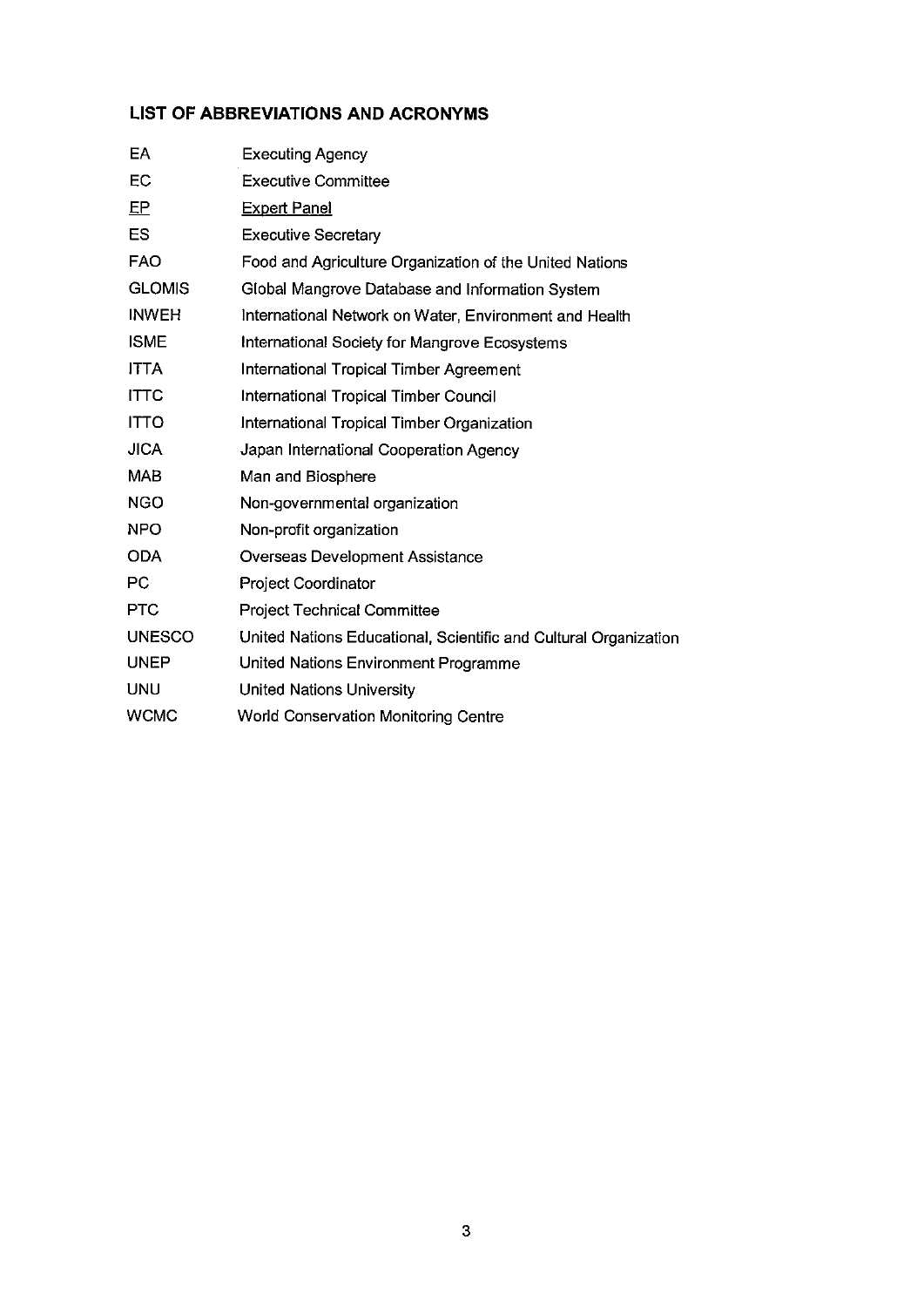## LIST OF ABBREVIATIONS AND ACRONYMS

| | |
|---|---|
| EA | Executing Agency |
| EC | Executive Committee |
| EP | Expert Panel |
| ES | Executive Secretary |
| FAO | Food and Agriculture Organization of the United Nations |
| GLOMIS | Global Mangrove Database and Information System |
| INWEH | International Network on Water, Environment and Health |
| ISME | International Society for Mangrove Ecosystems |
| ITTA | International Tropical Timber Agreement |
| ITTC | International Tropical Timber Council |
| ITTO | International Tropical Timber Organization |
| JICA | Japan International Cooperation Agency |
| MAB | Man and Biosphere |
| NGO | Non-governmental organization |
| NPO | Non-profit organization |
| ODA | Overseas Development Assistance |
| PC | Project Coordinator |
| PTC | Project Technical Committee |
| UNESCO | United Nations Educational, Scientific and Cultural Organization |
| UNEP | United Nations Environment Programme |
| UNU | United Nations University |
| WCMC | World Conservation Monitoring Centre |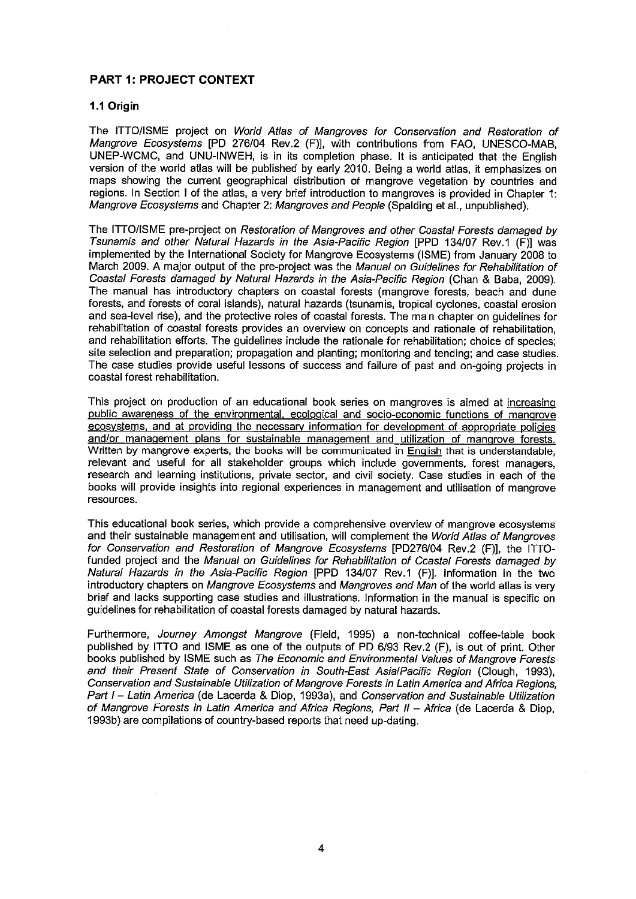## PART 1: PROJECT CONTEXT

### 1.1 Origin

The ITTO/ISME project on *World Atlas of Mangroves for Conservation and Restoration of Mangrove Ecosystems* [PD 276/04 Rev.2 (F)], with contributions from FAO, UNESCO-MAB, UNEP-WCMC, and UNU-INWEH, is in its completion phase. It is anticipated that the English version of the world atlas will be published by early 2010. Being a world atlas, it emphasizes on maps showing the current geographical distribution of mangrove vegetation by countries and regions. In Section I of the atlas, a very brief introduction to mangroves is provided in Chapter 1: *Mangrove Ecosystems* and Chapter 2: *Mangroves and People* (Spalding et al., unpublished).

The ITTO/ISME pre-project on *Restoration of Mangroves and other Coastal Forests damaged by Tsunamis and other Natural Hazards in the Asia-Pacific Region* [PPD 134/07 Rev.1 (F)] was implemented by the International Society for Mangrove Ecosystems (ISME) from January 2008 to March 2009. A major output of the pre-project was the *Manual on Guidelines for Rehabilitation of Coastal Forests damaged by Natural Hazards in the Asia-Pacific Region* (Chan & Baba, 2009). The manual has introductory chapters on coastal forests (mangrove forests, beach and dune forests, and forests of coral islands), natural hazards (tsunamis, tropical cyclones, coastal erosion and sea-level rise), and the protective roles of coastal forests. The main chapter on guidelines for rehabilitation of coastal forests provides an overview on concepts and rationale of rehabilitation, and rehabilitation efforts. The guidelines include the rationale for rehabilitation; choice of species; site selection and preparation; propagation and planting; monitoring and tending; and case studies. The case studies provide useful lessons of success and failure of past and on-going projects in coastal forest rehabilitation.

This project on production of an educational book series on mangroves is aimed at <u>increasing public awareness of the environmental, ecological and socio-economic functions of mangrove ecosystems, and at providing the necessary information for development of appropriate policies and/or management plans for sustainable management and utilization of mangrove forests.</u> Written by mangrove experts, the books will be communicated in <u>English</u> that is understandable, relevant and useful for all stakeholder groups which include governments, forest managers, research and learning institutions, private sector, and civil society. Case studies in each of the books will provide insights into regional experiences in management and utilisation of mangrove resources.

This educational book series, which provide a comprehensive overview of mangrove ecosystems and their sustainable management and utilisation, will complement the *World Atlas of Mangroves for Conservation and Restoration of Mangrove Ecosystems* [PD276/04 Rev.2 (F)], the ITTO-funded project and the *Manual on Guidelines for Rehabilitation of Coastal Forests damaged by Natural Hazards in the Asia-Pacific Region* [PPD 134/07 Rev.1 (F)]. Information in the two introductory chapters on *Mangrove Ecosystems* and *Mangroves and Man* of the world atlas is very brief and lacks supporting case studies and illustrations. Information in the manual is specific on guidelines for rehabilitation of coastal forests damaged by natural hazards.

Furthermore, *Journey Amongst Mangrove* (Field, 1995) a non-technical coffee-table book published by ITTO and ISME as one of the outputs of PD 6/93 Rev.2 (F), is out of print. Other books published by ISME such as *The Economic and Environmental Values of Mangrove Forests and their Present State of Conservation in South-East Asia/Pacific Region* (Clough, 1993), *Conservation and Sustainable Utilization of Mangrove Forests in Latin America and Africa Regions, Part I – Latin America* (de Lacerda & Diop, 1993a), and *Conservation and Sustainable Utilization of Mangrove Forests in Latin America and Africa Regions, Part II – Africa* (de Lacerda & Diop, 1993b) are compilations of country-based reports that need up-dating.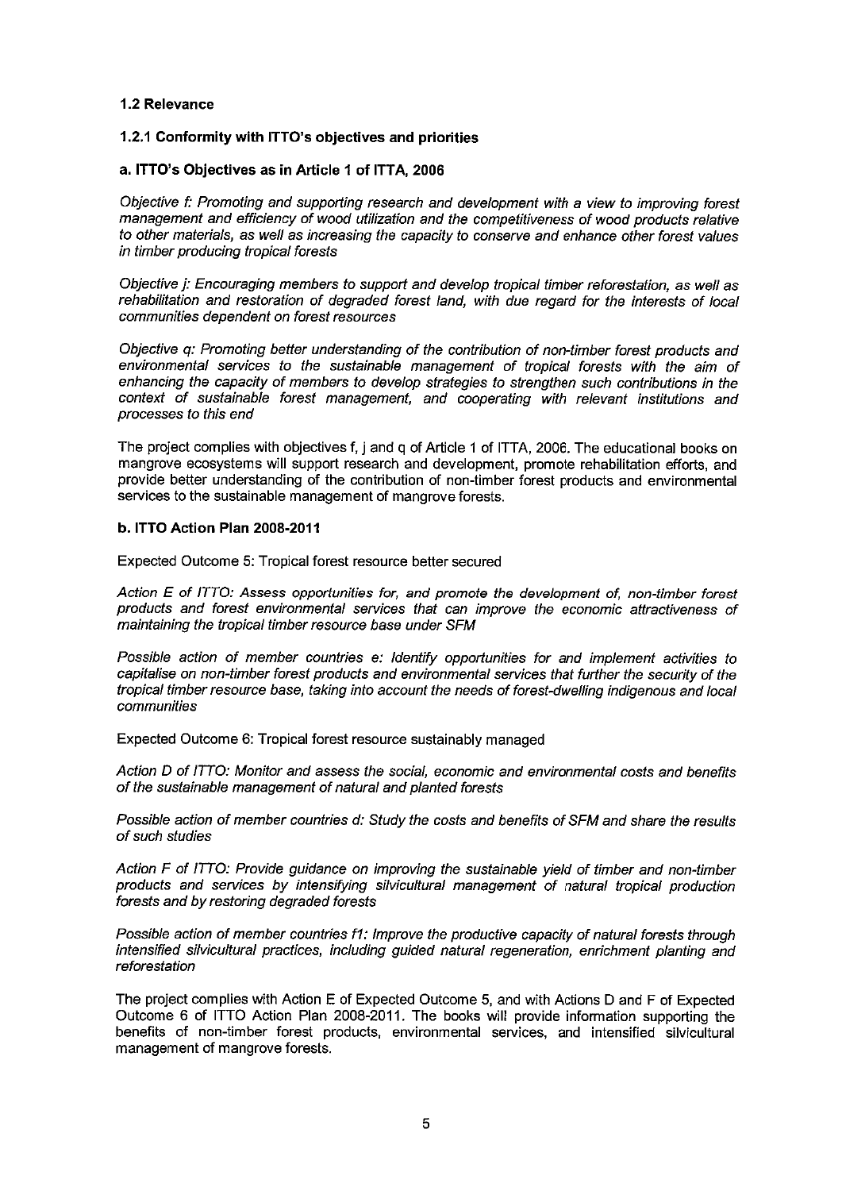## 1.2 Relevance

### 1.2.1 Conformity with ITTO's objectives and priorities

#### a. ITTO's Objectives as in Article 1 of ITTA, 2006

*Objective f: Promoting and supporting research and development with a view to improving forest management and efficiency of wood utilization and the competitiveness of wood products relative to other materials, as well as increasing the capacity to conserve and enhance other forest values in timber producing tropical forests*

*Objective j: Encouraging members to support and develop tropical timber reforestation, as well as rehabilitation and restoration of degraded forest land, with due regard for the interests of local communities dependent on forest resources*

*Objective q: Promoting better understanding of the contribution of non-timber forest products and environmental services to the sustainable management of tropical forests with the aim of enhancing the capacity of members to develop strategies to strengthen such contributions in the context of sustainable forest management, and cooperating with relevant institutions and processes to this end*

The project complies with objectives f, j and q of Article 1 of ITTA, 2006. The educational books on mangrove ecosystems will support research and development, promote rehabilitation efforts, and provide better understanding of the contribution of non-timber forest products and environmental services to the sustainable management of mangrove forests.

#### b. ITTO Action Plan 2008-2011

Expected Outcome 5: Tropical forest resource better secured

*Action E of ITTO: Assess opportunities for, and promote the development of, non-timber forest products and forest environmental services that can improve the economic attractiveness of maintaining the tropical timber resource base under SFM*

*Possible action of member countries e: Identify opportunities for and implement activities to capitalise on non-timber forest products and environmental services that further the security of the tropical timber resource base, taking into account the needs of forest-dwelling indigenous and local communities*

Expected Outcome 6: Tropical forest resource sustainably managed

*Action D of ITTO: Monitor and assess the social, economic and environmental costs and benefits of the sustainable management of natural and planted forests*

*Possible action of member countries d: Study the costs and benefits of SFM and share the results of such studies*

*Action F of ITTO: Provide guidance on improving the sustainable yield of timber and non-timber products and services by intensifying silvicultural management of natural tropical production forests and by restoring degraded forests*

*Possible action of member countries f1: Improve the productive capacity of natural forests through intensified silvicultural practices, including guided natural regeneration, enrichment planting and reforestation*

The project complies with Action E of Expected Outcome 5, and with Actions D and F of Expected Outcome 6 of ITTO Action Plan 2008-2011. The books will provide information supporting the benefits of non-timber forest products, environmental services, and intensified silvicultural management of mangrove forests.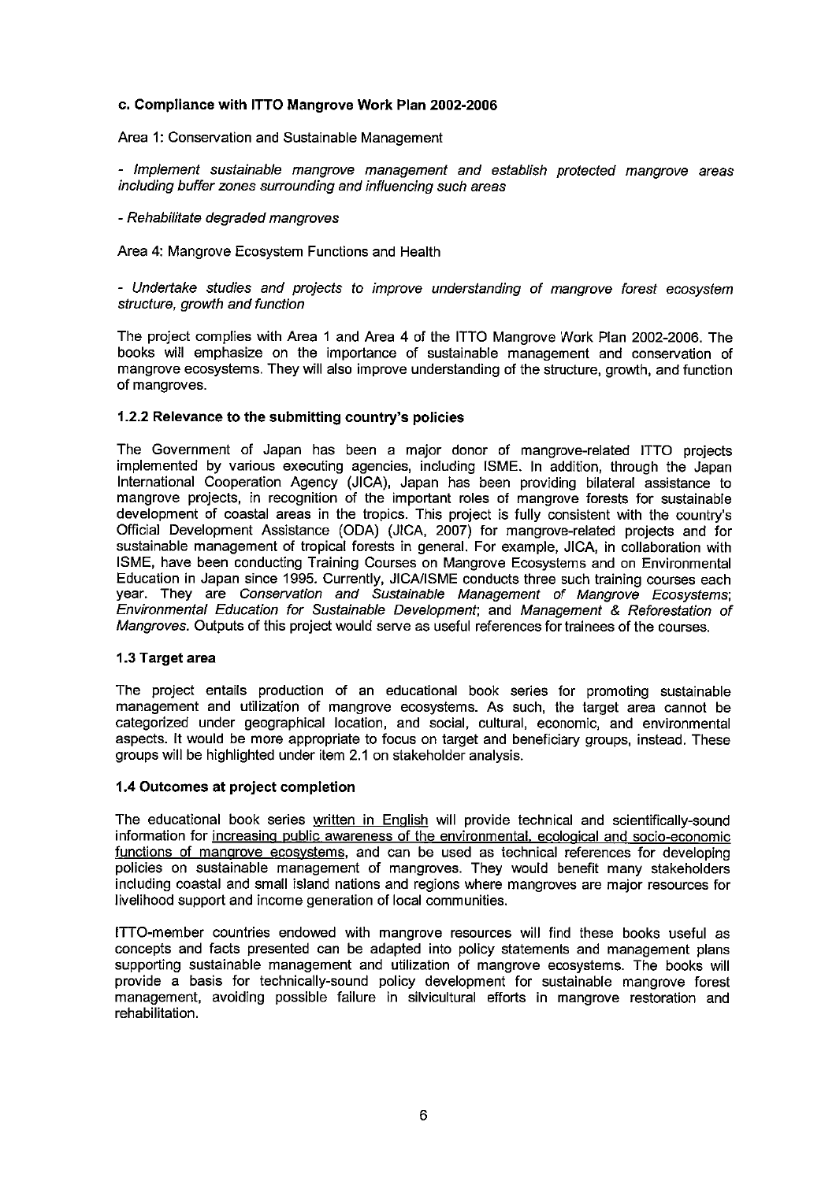**c. Compliance with ITTO Mangrove Work Plan 2002-2006**

Area 1: Conservation and Sustainable Management

- *Implement sustainable mangrove management and establish protected mangrove areas including buffer zones surrounding and influencing such areas*

- *Rehabilitate degraded mangroves*

Area 4: Mangrove Ecosystem Functions and Health

- *Undertake studies and projects to improve understanding of mangrove forest ecosystem structure, growth and function*

The project complies with Area 1 and Area 4 of the ITTO Mangrove Work Plan 2002-2006. The books will emphasize on the importance of sustainable management and conservation of mangrove ecosystems. They will also improve understanding of the structure, growth, and function of mangroves.

### 1.2.2 Relevance to the submitting country's policies

The Government of Japan has been a major donor of mangrove-related ITTO projects implemented by various executing agencies, including ISME. In addition, through the Japan International Cooperation Agency (JICA), Japan has been providing bilateral assistance to mangrove projects, in recognition of the important roles of mangrove forests for sustainable development of coastal areas in the tropics. This project is fully consistent with the country's Official Development Assistance (ODA) (JICA, 2007) for mangrove-related projects and for sustainable management of tropical forests in general. For example, JICA, in collaboration with ISME, have been conducting Training Courses on Mangrove Ecosystems and on Environmental Education in Japan since 1995. Currently, JICA/ISME conducts three such training courses each year. They are *Conservation and Sustainable Management of Mangrove Ecosystems*; *Environmental Education for Sustainable Development*; and *Management & Reforestation of Mangroves*. Outputs of this project would serve as useful references for trainees of the courses.

### 1.3 Target area

The project entails production of an educational book series for promoting sustainable management and utilization of mangrove ecosystems. As such, the target area cannot be categorized under geographical location, and social, cultural, economic, and environmental aspects. It would be more appropriate to focus on target and beneficiary groups, instead. These groups will be highlighted under item 2.1 on stakeholder analysis.

### 1.4 Outcomes at project completion

The educational book series <u>written in English</u> will provide technical and scientifically-sound information for <u>increasing public awareness of the environmental, ecological and socio-economic functions of mangrove ecosystems</u>, and can be used as technical references for developing policies on sustainable management of mangroves. They would benefit many stakeholders including coastal and small island nations and regions where mangroves are major resources for livelihood support and income generation of local communities.

ITTO-member countries endowed with mangrove resources will find these books useful as concepts and facts presented can be adapted into policy statements and management plans supporting sustainable management and utilization of mangrove ecosystems. The books will provide a basis for technically-sound policy development for sustainable mangrove forest management, avoiding possible failure in silvicultural efforts in mangrove restoration and rehabilitation.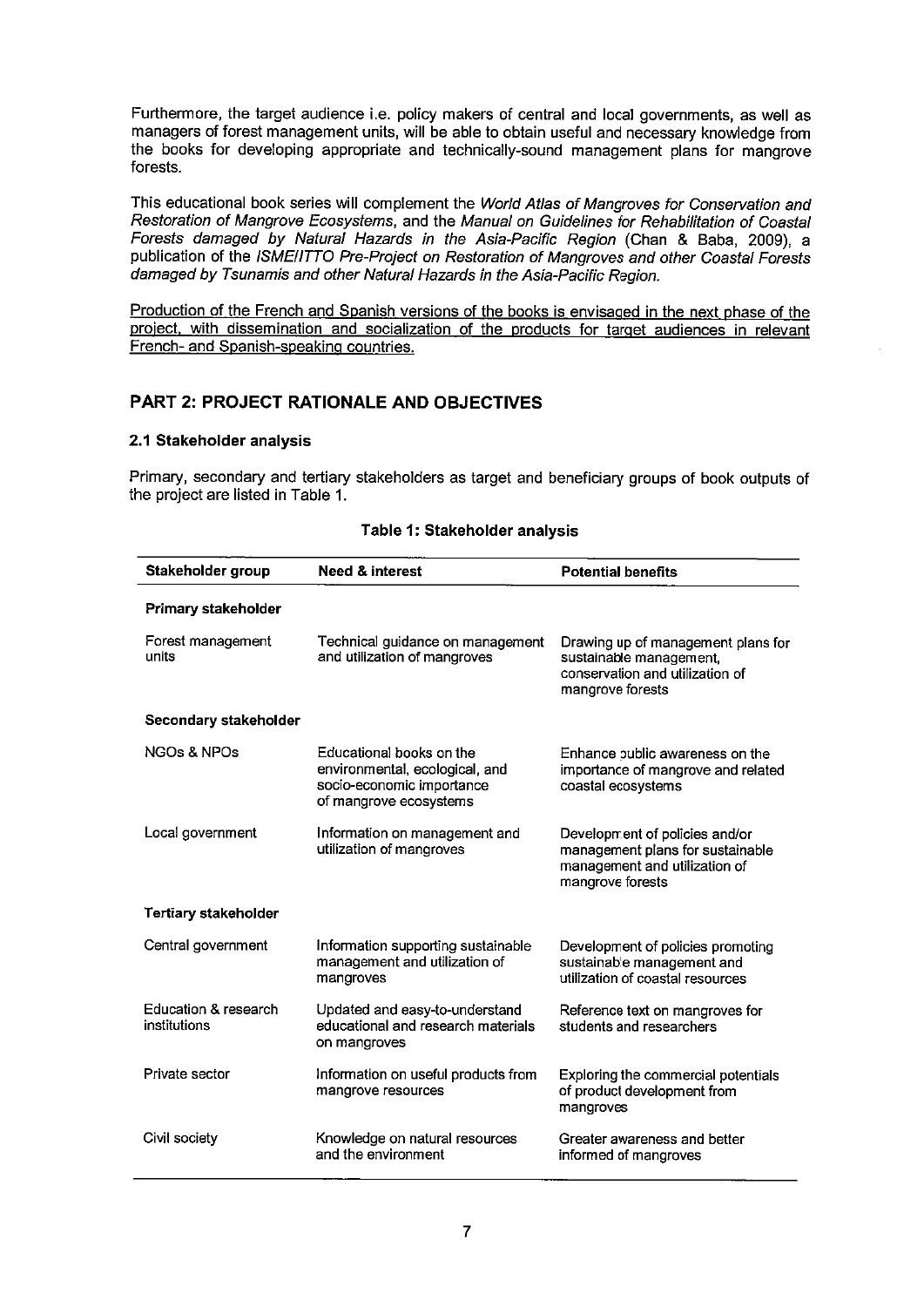Furthermore, the target audience i.e. policy makers of central and local governments, as well as managers of forest management units, will be able to obtain useful and necessary knowledge from the books for developing appropriate and technically-sound management plans for mangrove forests.

This educational book series will complement the *World Atlas of Mangroves for Conservation and Restoration of Mangrove Ecosystems*, and the *Manual on Guidelines for Rehabilitation of Coastal Forests damaged by Natural Hazards in the Asia-Pacific Region* (Chan & Baba, 2009), a publication of the *ISME/ITTO Pre-Project on Restoration of Mangroves and other Coastal Forests damaged by Tsunamis and other Natural Hazards in the Asia-Pacific Region.*

<u>Production of the French and Spanish versions of the books is envisaged in the next phase of the project, with dissemination and socialization of the products for target audiences in relevant French- and Spanish-speaking countries.</u>

## PART 2: PROJECT RATIONALE AND OBJECTIVES

### 2.1 Stakeholder analysis

Primary, secondary and tertiary stakeholders as target and beneficiary groups of book outputs of the project are listed in Table 1.

**Table 1: Stakeholder analysis**

| Stakeholder group | Need & interest | Potential benefits |
|---|---|---|
| **Primary stakeholder** | | |
| Forest management units | Technical guidance on management and utilization of mangroves | Drawing up of management plans for sustainable management, conservation and utilization of mangrove forests |
| **Secondary stakeholder** | | |
| NGOs & NPOs | Educational books on the environmental, ecological, and socio-economic importance of mangrove ecosystems | Enhance public awareness on the importance of mangrove and related coastal ecosystems |
| Local government | Information on management and utilization of mangroves | Development of policies and/or management plans for sustainable management and utilization of mangrove forests |
| **Tertiary stakeholder** | | |
| Central government | Information supporting sustainable management and utilization of mangroves | Development of policies promoting sustainable management and utilization of coastal resources |
| Education & research institutions | Updated and easy-to-understand educational and research materials on mangroves | Reference text on mangroves for students and researchers |
| Private sector | Information on useful products from mangrove resources | Exploring the commercial potentials of product development from mangroves |
| Civil society | Knowledge on natural resources and the environment | Greater awareness and better informed of mangroves |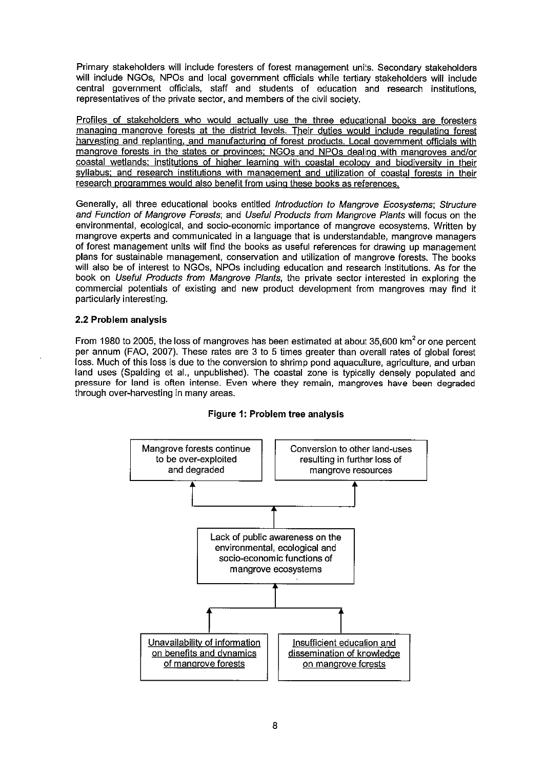Primary stakeholders will include foresters of forest management units. Secondary stakeholders will include NGOs, NPOs and local government officials while tertiary stakeholders will include central government officials, staff and students of education and research institutions, representatives of the private sector, and members of the civil society.

Profiles of stakeholders who would actually use the three educational books are foresters managing mangrove forests at the district levels. Their duties would include regulating forest harvesting and replanting, and manufacturing of forest products. Local government officials with mangrove forests in the states or provinces; NGOs and NPOs dealing with mangroves and/or coastal wetlands; institutions of higher learning with coastal ecology and biodiversity in their syllabus; and research institutions with management and utilization of coastal forests in their research programmes would also benefit from using these books as references.

Generally, all three educational books entitled *Introduction to Mangrove Ecosystems*; *Structure and Function of Mangrove Forests*; and *Useful Products from Mangrove Plants* will focus on the environmental, ecological, and socio-economic importance of mangrove ecosystems. Written by mangrove experts and communicated in a language that is understandable, mangrove managers of forest management units will find the books as useful references for drawing up management plans for sustainable management, conservation and utilization of mangrove forests. The books will also be of interest to NGOs, NPOs including education and research institutions. As for the book on *Useful Products from Mangrove Plants*, the private sector interested in exploring the commercial potentials of existing and new product development from mangroves may find it particularly interesting.

### 2.2 Problem analysis

From 1980 to 2005, the loss of mangroves has been estimated at about 35,600 km$^2$ or one percent per annum (FAO, 2007). These rates are 3 to 5 times greater than overall rates of global forest loss. Much of this loss is due to the conversion to shrimp pond aquaculture, agriculture, and urban land uses (Spalding et al., unpublished). The coastal zone is typically densely populated and pressure for land is often intense. Even where they remain, mangroves have been degraded through over-harvesting in many areas.

**Figure 1: Problem tree analysis**

Mangrove forests continue to be over-exploited and degraded

Conversion to other land-uses resulting in further loss of mangrove resources

Lack of public awareness on the environmental, ecological and socio-economic functions of mangrove ecosystems

Unavailability of information on benefits and dynamics of mangrove forests

Insufficient education and dissemination of knowledge on mangrove forests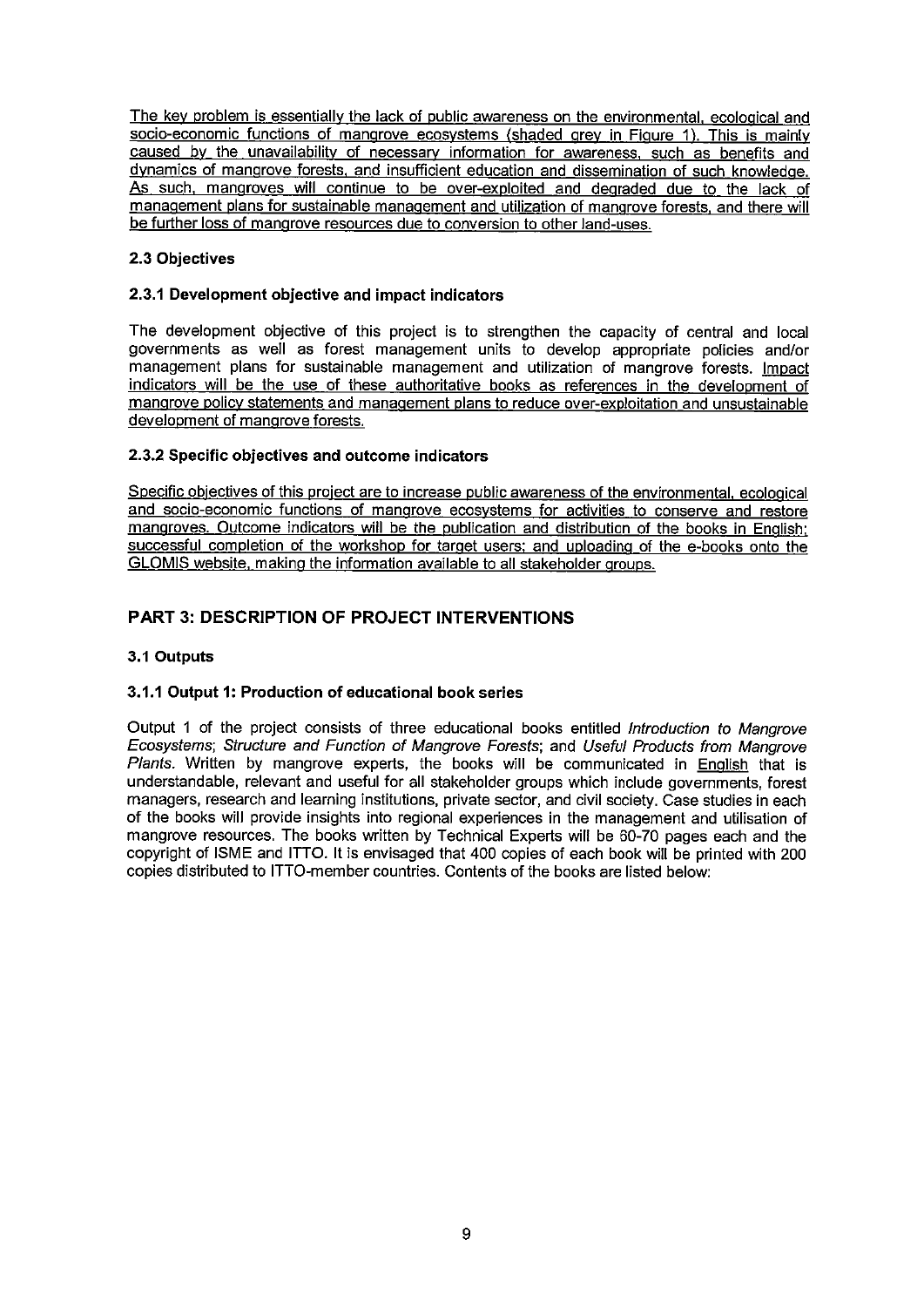The key problem is essentially the lack of public awareness on the environmental, ecological and socio-economic functions of mangrove ecosystems (shaded grey in Figure 1). This is mainly caused by the unavailability of necessary information for awareness, such as benefits and dynamics of mangrove forests, and insufficient education and dissemination of such knowledge. As such, mangroves will continue to be over-exploited and degraded due to the lack of management plans for sustainable management and utilization of mangrove forests, and there will be further loss of mangrove resources due to conversion to other land-uses.

### 2.3 Objectives

#### 2.3.1 Development objective and impact indicators

The development objective of this project is to strengthen the capacity of central and local governments as well as forest management units to develop appropriate policies and/or management plans for sustainable management and utilization of mangrove forests. Impact indicators will be the use of these authoritative books as references in the development of mangrove policy statements and management plans to reduce over-exploitation and unsustainable development of mangrove forests.

#### 2.3.2 Specific objectives and outcome indicators

Specific objectives of this project are to increase public awareness of the environmental, ecological and socio-economic functions of mangrove ecosystems for activities to conserve and restore mangroves. Outcome indicators will be the publication and distribution of the books in English; successful completion of the workshop for target users; and uploading of the e-books onto the GLOMIS website, making the information available to all stakeholder groups.

## PART 3: DESCRIPTION OF PROJECT INTERVENTIONS

### 3.1 Outputs

#### 3.1.1 Output 1: Production of educational book series

Output 1 of the project consists of three educational books entitled *Introduction to Mangrove Ecosystems*; *Structure and Function of Mangrove Forests*; and *Useful Products from Mangrove Plants*. Written by mangrove experts, the books will be communicated in English that is understandable, relevant and useful for all stakeholder groups which include governments, forest managers, research and learning institutions, private sector, and civil society. Case studies in each of the books will provide insights into regional experiences in the management and utilisation of mangrove resources. The books written by Technical Experts will be 60-70 pages each and the copyright of ISME and ITTO. It is envisaged that 400 copies of each book will be printed with 200 copies distributed to ITTO-member countries. Contents of the books are listed below: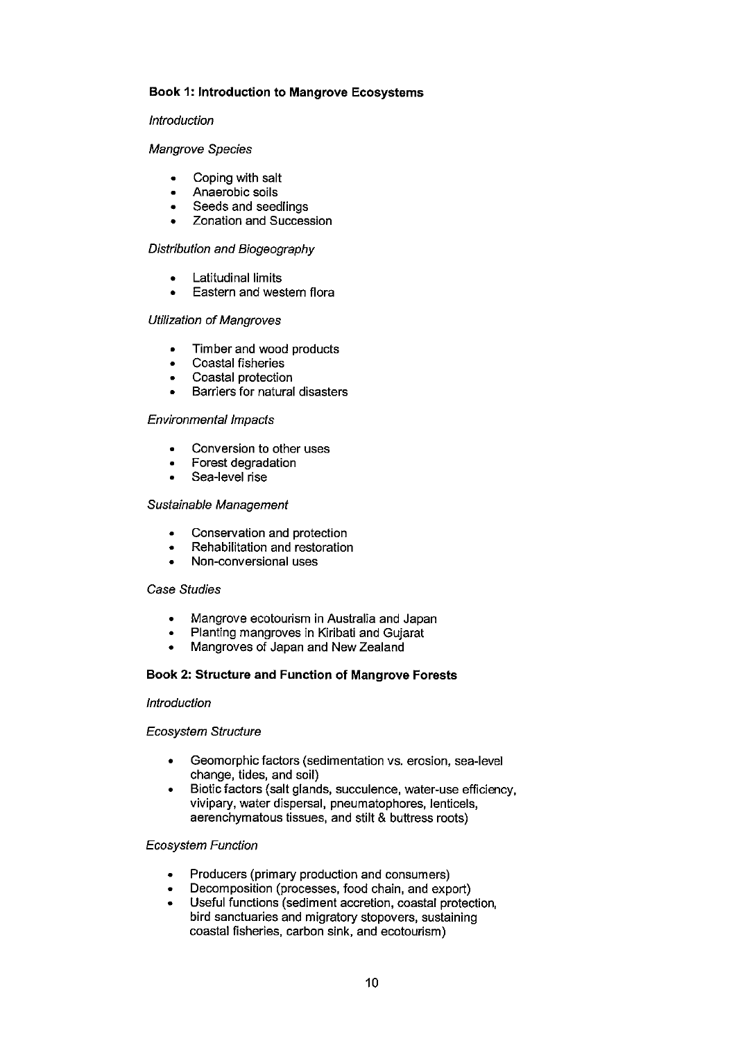**Book 1: Introduction to Mangrove Ecosystems**

*Introduction*

*Mangrove Species*

- Coping with salt
- Anaerobic soils
- Seeds and seedlings
- Zonation and Succession

*Distribution and Biogeography*

- Latitudinal limits
- Eastern and western flora

*Utilization of Mangroves*

- Timber and wood products
- Coastal fisheries
- Coastal protection
- Barriers for natural disasters

*Environmental Impacts*

- Conversion to other uses
- Forest degradation
- Sea-level rise

*Sustainable Management*

- Conservation and protection
- Rehabilitation and restoration
- Non-conversional uses

*Case Studies*

- Mangrove ecotourism in Australia and Japan
- Planting mangroves in Kiribati and Gujarat
- Mangroves of Japan and New Zealand

**Book 2: Structure and Function of Mangrove Forests**

*Introduction*

*Ecosystem Structure*

- Geomorphic factors (sedimentation vs. erosion, sea-level change, tides, and soil)
- Biotic factors (salt glands, succulence, water-use efficiency, vivipary, water dispersal, pneumatophores, lenticels, aerenchymatous tissues, and stilt & buttress roots)

*Ecosystem Function*

- Producers (primary production and consumers)
- Decomposition (processes, food chain, and export)
- Useful functions (sediment accretion, coastal protection, bird sanctuaries and migratory stopovers, sustaining coastal fisheries, carbon sink, and ecotourism)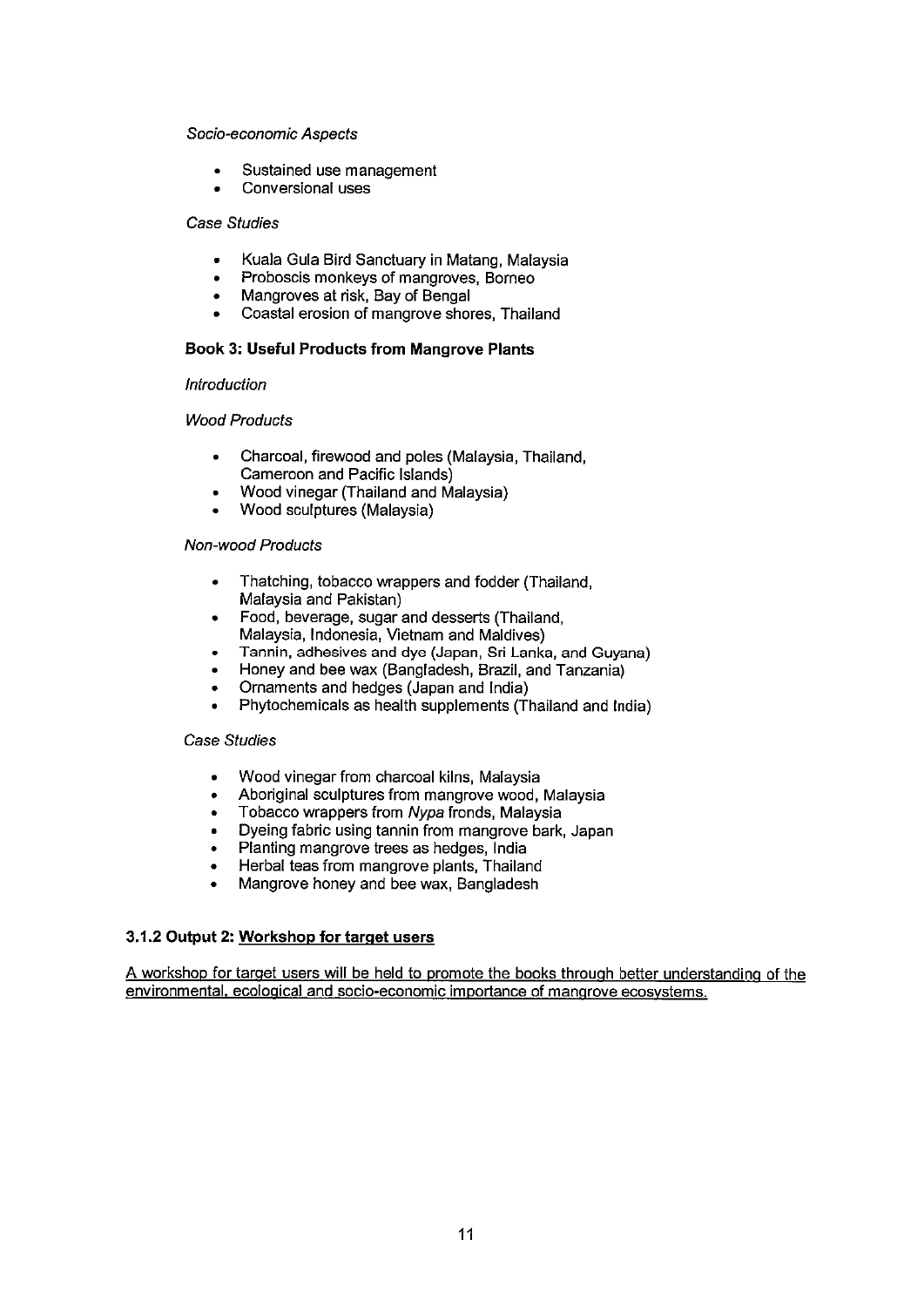*Socio-economic Aspects*

- Sustained use management
- Conversional uses

*Case Studies*

- Kuala Gula Bird Sanctuary in Matang, Malaysia
- Proboscis monkeys of mangroves, Borneo
- Mangroves at risk, Bay of Bengal
- Coastal erosion of mangrove shores, Thailand

**Book 3: Useful Products from Mangrove Plants**

*Introduction*

*Wood Products*

- Charcoal, firewood and poles (Malaysia, Thailand, Cameroon and Pacific Islands)
- Wood vinegar (Thailand and Malaysia)
- Wood sculptures (Malaysia)

*Non-wood Products*

- Thatching, tobacco wrappers and fodder (Thailand, Malaysia and Pakistan)
- Food, beverage, sugar and desserts (Thailand, Malaysia, Indonesia, Vietnam and Maldives)
- Tannin, adhesives and dye (Japan, Sri Lanka, and Guyana)
- Honey and bee wax (Bangladesh, Brazil, and Tanzania)
- Ornaments and hedges (Japan and India)
- Phytochemicals as health supplements (Thailand and India)

*Case Studies*

- Wood vinegar from charcoal kilns, Malaysia
- Aboriginal sculptures from mangrove wood, Malaysia
- Tobacco wrappers from *Nypa* fronds, Malaysia
- Dyeing fabric using tannin from mangrove bark, Japan
- Planting mangrove trees as hedges, India
- Herbal teas from mangrove plants, Thailand
- Mangrove honey and bee wax, Bangladesh

**3.1.2 Output 2: Workshop for target users**

A workshop for target users will be held to promote the books through better understanding of the environmental, ecological and socio-economic importance of mangrove ecosystems.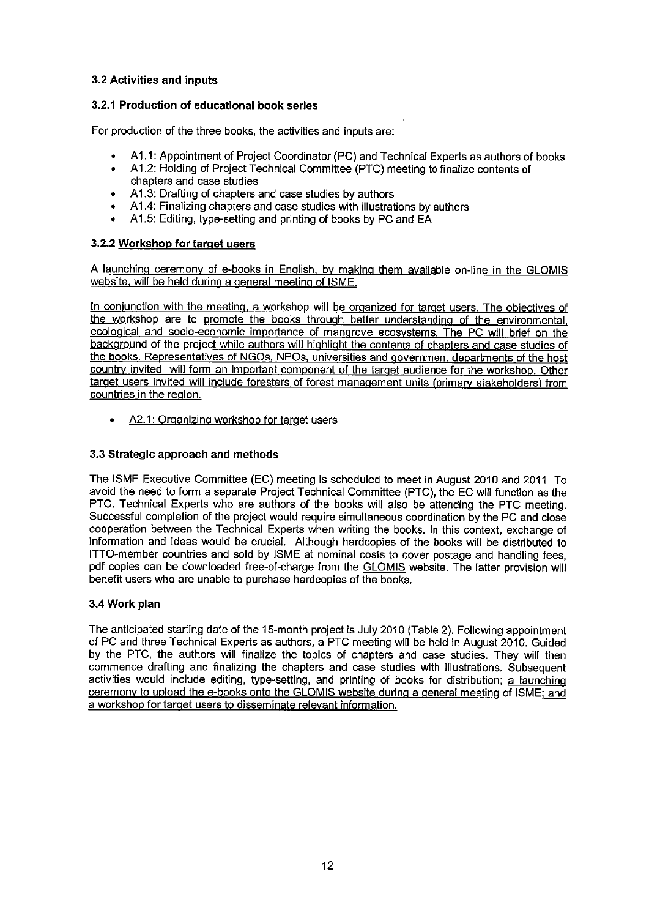### 3.2 Activities and inputs

#### 3.2.1 Production of educational book series

For production of the three books, the activities and inputs are:

- A1.1: Appointment of Project Coordinator (PC) and Technical Experts as authors of books
- A1.2: Holding of Project Technical Committee (PTC) meeting to finalize contents of chapters and case studies
- A1.3: Drafting of chapters and case studies by authors
- A1.4: Finalizing chapters and case studies with illustrations by authors
- A1.5: Editing, type-setting and printing of books by PC and EA

#### 3.2.2 Workshop for target users

A launching ceremony of e-books in English, by making them available on-line in the GLOMIS website, will be held during a general meeting of ISME.

In conjunction with the meeting, a workshop will be organized for target users. The objectives of the workshop are to promote the books through better understanding of the environmental, ecological and socio-economic importance of mangrove ecosystems. The PC will brief on the background of the project while authors will highlight the contents of chapters and case studies of the books. Representatives of NGOs, NPOs, universities and government departments of the host country invited will form an important component of the target audience for the workshop. Other target users invited will include foresters of forest management units (primary stakeholders) from countries in the region.

- A2.1: Organizing workshop for target users

### 3.3 Strategic approach and methods

The ISME Executive Committee (EC) meeting is scheduled to meet in August 2010 and 2011. To avoid the need to form a separate Project Technical Committee (PTC), the EC will function as the PTC. Technical Experts who are authors of the books will also be attending the PTC meeting. Successful completion of the project would require simultaneous coordination by the PC and close cooperation between the Technical Experts when writing the books. In this context, exchange of information and ideas would be crucial. Although hardcopies of the books will be distributed to ITTO-member countries and sold by ISME at nominal costs to cover postage and handling fees, pdf copies can be downloaded free-of-charge from the GLOMIS website. The latter provision will benefit users who are unable to purchase hardcopies of the books.

### 3.4 Work plan

The anticipated starting date of the 15-month project is July 2010 (Table 2). Following appointment of PC and three Technical Experts as authors, a PTC meeting will be held in August 2010. Guided by the PTC, the authors will finalize the topics of chapters and case studies. They will then commence drafting and finalizing the chapters and case studies with illustrations. Subsequent activities would include editing, type-setting, and printing of books for distribution; a launching ceremony to upload the e-books onto the GLOMIS website during a general meeting of ISME; and a workshop for target users to disseminate relevant information.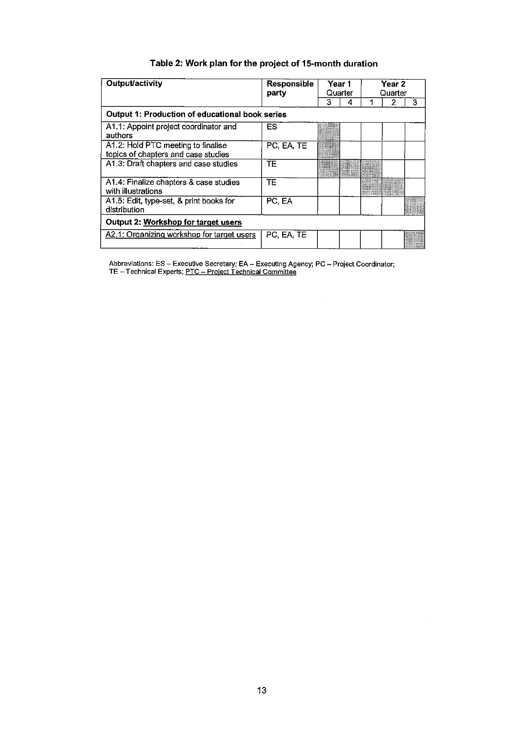### Table 2: Work plan for the project of 15-month duration

| Output/activity | Responsible party | Year 1 Quarter | | Year 2 Quarter | | |
|---|---|---|---|---|---|---|
| | | 3 | 4 | 1 | 2 | 3 |
| **Output 1: Production of educational book series** | | | | | | |
| A1.1: Appoint project coordinator and authors | ES | ■ | | | | |
| A1.2: Hold PTC meeting to finalise topics of chapters and case studies | PC, EA, TE | ■ | | | | |
| A1.3: Draft chapters and case studies | TE | ■ | ■ | ■ | | |
| A1.4: Finalize chapters & case studies with illustrations | TE | | | ■ | ■ | |
| A1.5: Edit, type-set, & print books for distribution | PC, EA | | | | | ■ |
| **Output 2: Workshop for target users** | | | | | | |
| A2.1: Organizing workshop for target users | PC, EA, TE | | | | | ■ |

Abbreviations: ES – Executive Secretary; EA – Executing Agency; PC – Project Coordinator; TE – Technical Experts; PTC – Project Technical Committee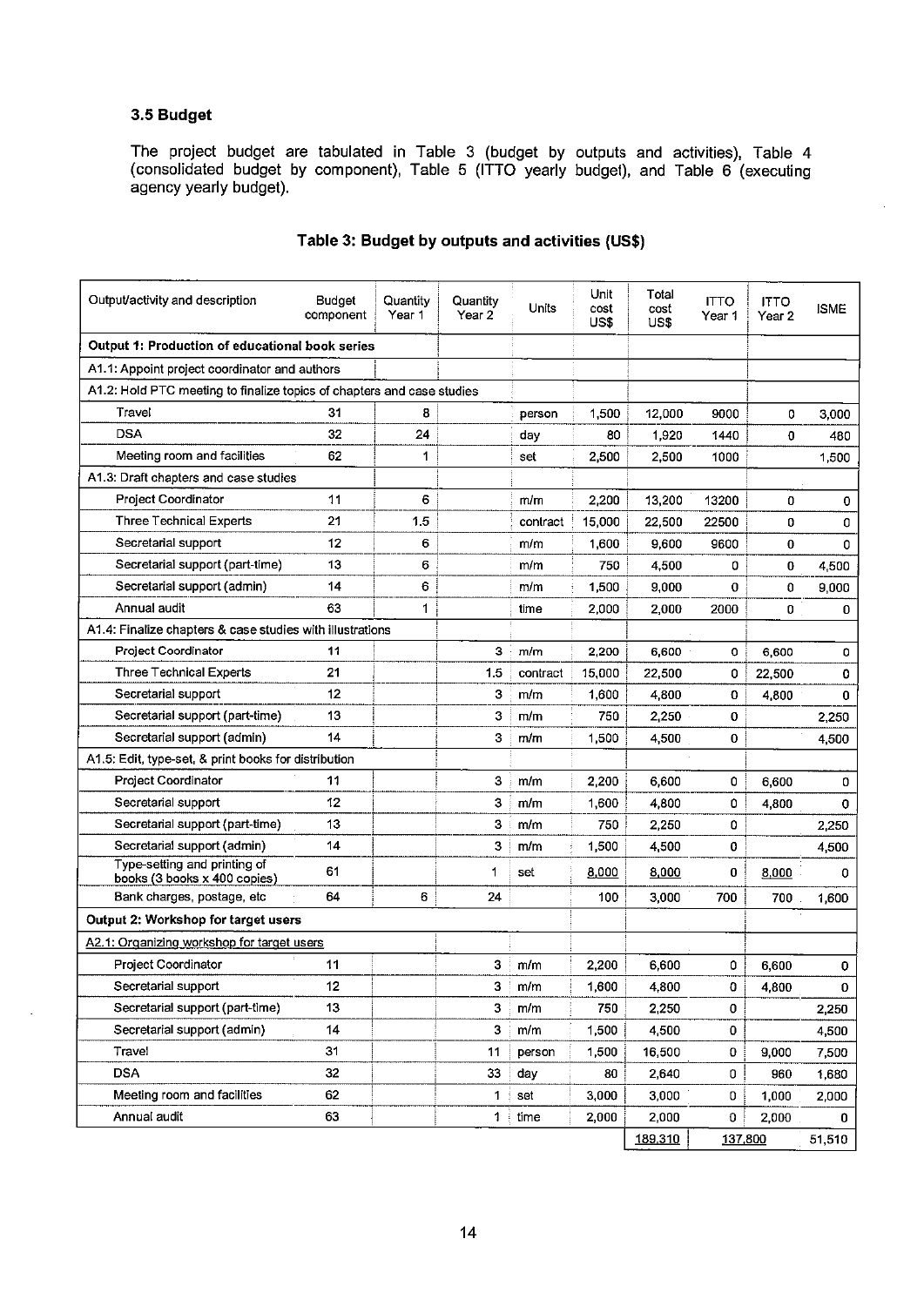### 3.5 Budget

The project budget are tabulated in Table 3 (budget by outputs and activities), Table 4 (consolidated budget by component), Table 5 (ITTO yearly budget), and Table 6 (executing agency yearly budget).

**Table 3: Budget by outputs and activities (US$)**

| Output/activity and description | Budget component | Quantity Year 1 | Quantity Year 2 | Units | Unit cost US$ | Total cost US$ | ITTO Year 1 | ITTO Year 2 | ISME |
|---|---|---|---|---|---|---|---|---|---|
| **Output 1: Production of educational book series** | | | | | | | | | |
| A1.1: Appoint project coordinator and authors | | | | | | | | | |
| A1.2: Hold PTC meeting to finalize topics of chapters and case studies | | | | | | | | | |
| Travel | 31 | 8 | | person | 1,500 | 12,000 | 9000 | 0 | 3,000 |
| DSA | 32 | 24 | | day | 80 | 1,920 | 1440 | 0 | 480 |
| Meeting room and facilities | 62 | 1 | | set | 2,500 | 2,500 | 1000 | | 1,500 |
| A1.3: Draft chapters and case studies | | | | | | | | | |
| Project Coordinator | 11 | 6 | | m/m | 2,200 | 13,200 | 13200 | 0 | 0 |
| Three Technical Experts | 21 | 1.5 | | contract | 15,000 | 22,500 | 22500 | 0 | 0 |
| Secretarial support | 12 | 6 | | m/m | 1,600 | 9,600 | 9600 | 0 | 0 |
| Secretarial support (part-time) | 13 | 6 | | m/m | 750 | 4,500 | 0 | 0 | 4,500 |
| Secretarial support (admin) | 14 | 6 | | m/m | 1,500 | 9,000 | 0 | 0 | 9,000 |
| Annual audit | 63 | 1 | | time | 2,000 | 2,000 | 2000 | 0 | 0 |
| A1.4: Finalize chapters & case studies with illustrations | | | | | | | | | |
| Project Coordinator | 11 | | 3 | m/m | 2,200 | 6,600 | 0 | 6,600 | 0 |
| Three Technical Experts | 21 | | 1.5 | contract | 15,000 | 22,500 | 0 | 22,500 | 0 |
| Secretarial support | 12 | | 3 | m/m | 1,600 | 4,800 | 0 | 4,800 | 0 |
| Secretarial support (part-time) | 13 | | 3 | m/m | 750 | 2,250 | 0 | | 2,250 |
| Secretarial support (admin) | 14 | | 3 | m/m | 1,500 | 4,500 | 0 | | 4,500 |
| A1.5: Edit, type-set, & print books for distribution | | | | | | | | | |
| Project Coordinator | 11 | | 3 | m/m | 2,200 | 6,600 | 0 | 6,600 | 0 |
| Secretarial support | 12 | | 3 | m/m | 1,600 | 4,800 | 0 | 4,800 | 0 |
| Secretarial support (part-time) | 13 | | 3 | m/m | 750 | 2,250 | 0 | | 2,250 |
| Secretarial support (admin) | 14 | | 3 | m/m | 1,500 | 4,500 | 0 | | 4,500 |
| Type-setting and printing of books (3 books x 400 copies) | 61 | | 1 | set | 8,000 | 8,000 | 0 | 8,000 | 0 |
| Bank charges, postage, etc | 64 | 6 | 24 | | 100 | 3,000 | 700 | 700 | 1,600 |
| **Output 2: Workshop for target users** | | | | | | | | | |
| A2.1: Organizing workshop for target users | | | | | | | | | |
| Project Coordinator | 11 | | 3 | m/m | 2,200 | 6,600 | 0 | 6,600 | 0 |
| Secretarial support | 12 | | 3 | m/m | 1,600 | 4,800 | 0 | 4,800 | 0 |
| Secretarial support (part-time) | 13 | | 3 | m/m | 750 | 2,250 | 0 | | 2,250 |
| Secretarial support (admin) | 14 | | 3 | m/m | 1,500 | 4,500 | 0 | | 4,500 |
| Travel | 31 | | 11 | person | 1,500 | 16,500 | 0 | 9,000 | 7,500 |
| DSA | 32 | | 33 | day | 80 | 2,640 | 0 | 960 | 1,680 |
| Meeting room and facilities | 62 | | 1 | set | 3,000 | 3,000 | 0 | 1,000 | 2,000 |
| Annual audit | 63 | | 1 | time | 2,000 | 2,000 | 0 | 2,000 | 0 |
| | | | | | | 189,310 | 137,800 | | 51,510 |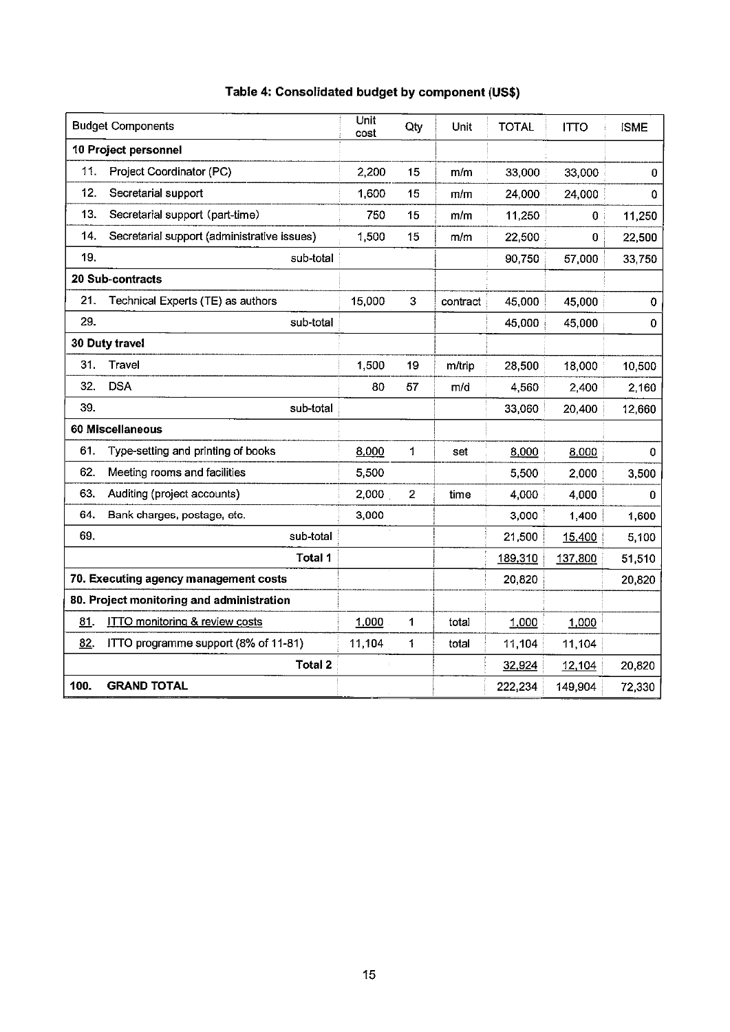### Table 4: Consolidated budget by component (US$)

| Budget Components | Unit cost | Qty | Unit | TOTAL | ITTO | ISME |
|---|---|---|---|---|---|---|
| **10 Project personnel** | | | | | | |
| 11. Project Coordinator (PC) | 2,200 | 15 | m/m | 33,000 | 33,000 | 0 |
| 12. Secretarial support | 1,600 | 15 | m/m | 24,000 | 24,000 | 0 |
| 13. Secretarial support (part-time) | 750 | 15 | m/m | 11,250 | 0 | 11,250 |
| 14. Secretarial support (administrative issues) | 1,500 | 15 | m/m | 22,500 | 0 | 22,500 |
| 19. sub-total | | | | 90,750 | 57,000 | 33,750 |
| **20 Sub-contracts** | | | | | | |
| 21. Technical Experts (TE) as authors | 15,000 | 3 | contract | 45,000 | 45,000 | 0 |
| 29. sub-total | | | | 45,000 | 45,000 | 0 |
| **30 Duty travel** | | | | | | |
| 31. Travel | 1,500 | 19 | m/trip | 28,500 | 18,000 | 10,500 |
| 32. DSA | 80 | 57 | m/d | 4,560 | 2,400 | 2,160 |
| 39. sub-total | | | | 33,060 | 20,400 | 12,660 |
| **60 Miscellaneous** | | | | | | |
| 61. Type-setting and printing of books | 8,000 | 1 | set | 8,000 | 8,000 | 0 |
| 62. Meeting rooms and facilities | 5,500 | | | 5,500 | 2,000 | 3,500 |
| 63. Auditing (project accounts) | 2,000 | 2 | time | 4,000 | 4,000 | 0 |
| 64. Bank charges, postage, etc. | 3,000 | | | 3,000 | 1,400 | 1,600 |
| 69. sub-total | | | | 21,500 | 15,400 | 5,100 |
| **Total 1** | | | | 189,310 | 137,800 | 51,510 |
| **70. Executing agency management costs** | | | | 20,820 | | 20,820 |
| **80. Project monitoring and administration** | | | | | | |
| 81. ITTO monitoring & review costs | 1,000 | 1 | total | 1,000 | 1,000 | |
| 82. ITTO programme support (8% of 11-81) | 11,104 | 1 | total | 11,104 | 11,104 | |
| **Total 2** | | | | 32,924 | 12,104 | 20,820 |
| **100. GRAND TOTAL** | | | | 222,234 | 149,904 | 72,330 |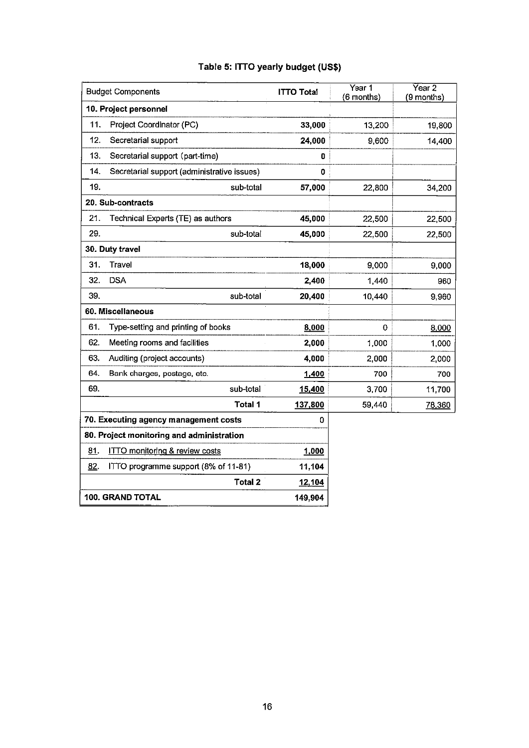**Table 5: ITTO yearly budget (US$)**

| Budget Components | | ITTO Total | Year 1 (6 months) | Year 2 (9 months) |
|---|---|---|---|---|
| **10. Project personnel** | | | | |
| 11. | Project Coordinator (PC) | **33,000** | 13,200 | 19,800 |
| 12. | Secretarial support | **24,000** | 9,600 | 14,400 |
| 13. | Secretarial support (part-time) | **0** | | |
| 14. | Secretarial support (administrative issues) | **0** | | |
| 19. | sub-total | **57,000** | 22,800 | 34,200 |
| **20. Sub-contracts** | | | | |
| 21. | Technical Experts (TE) as authors | **45,000** | 22,500 | 22,500 |
| 29. | sub-total | **45,000** | 22,500 | 22,500 |
| **30. Duty travel** | | | | |
| 31. | Travel | **18,000** | 9,000 | 9,000 |
| 32. | DSA | **2,400** | 1,440 | 960 |
| 39. | sub-total | **20,400** | 10,440 | 9,960 |
| **60. Miscellaneous** | | | | |
| 61. | Type-setting and printing of books | **8,000** | 0 | 8,000 |
| 62. | Meeting rooms and facilities | **2,000** | 1,000 | 1,000 |
| 63. | Auditing (project accounts) | **4,000** | 2,000 | 2,000 |
| 64. | Bank charges, postage, etc. | **1,400** | 700 | 700 |
| 69. | sub-total | **15,400** | 3,700 | 11,700 |
| | **Total 1** | **137,800** | 59,440 | 78,360 |
| **70. Executing agency management costs** | | 0 | | |
| **80. Project monitoring and administration** | | | | |
| 81. | ITTO monitoring & review costs | **1,000** | | |
| 82. | ITTO programme support (8% of 11-81) | **11,104** | | |
| | **Total 2** | **12,104** | | |
| **100. GRAND TOTAL** | | **149,904** | | |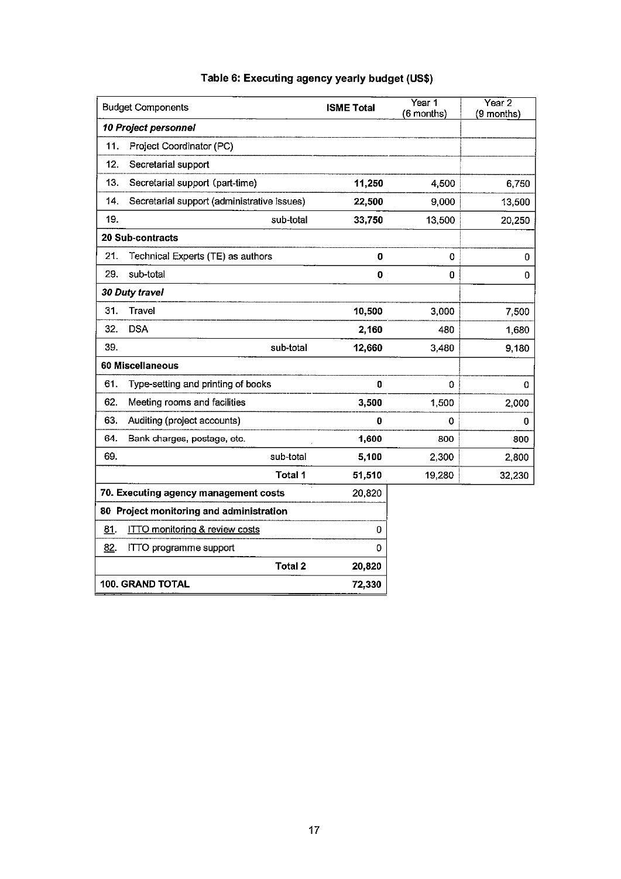**Table 6: Executing agency yearly budget (US$)**

| Budget Components | ISME Total | Year 1 (6 months) | Year 2 (9 months) |
|---|---|---|---|
| ***10 Project personnel*** | | | |
| 11. Project Coordinator (PC) | | | |
| 12. Secretarial support | | | |
| 13. Secretarial support (part-time) | **11,250** | 4,500 | 6,750 |
| 14. Secretarial support (administrative issues) | **22,500** | 9,000 | 13,500 |
| 19. sub-total | **33,750** | 13,500 | 20,250 |
| **20 Sub-contracts** | | | |
| 21. Technical Experts (TE) as authors | **0** | 0 | 0 |
| 29. sub-total | **0** | 0 | 0 |
| ***30 Duty travel*** | | | |
| 31. Travel | **10,500** | 3,000 | 7,500 |
| 32. DSA | **2,160** | 480 | 1,680 |
| 39. sub-total | **12,660** | 3,480 | 9,180 |
| **60 Miscellaneous** | | | |
| 61. Type-setting and printing of books | **0** | 0 | 0 |
| 62. Meeting rooms and facilities | **3,500** | 1,500 | 2,000 |
| 63. Auditing (project accounts) | **0** | 0 | 0 |
| 64. Bank charges, postage, etc. | **1,600** | 800 | 800 |
| 69. sub-total | **5,100** | 2,300 | 2,800 |
| **Total 1** | **51,510** | 19,280 | 32,230 |
| **70. Executing agency management costs** | 20,820 | | |
| **80 Project monitoring and administration** | | | |
| 81. ITTO monitoring & review costs | 0 | | |
| 82. ITTO programme support | 0 | | |
| **Total 2** | **20,820** | | |
| **100. GRAND TOTAL** | **72,330** | | |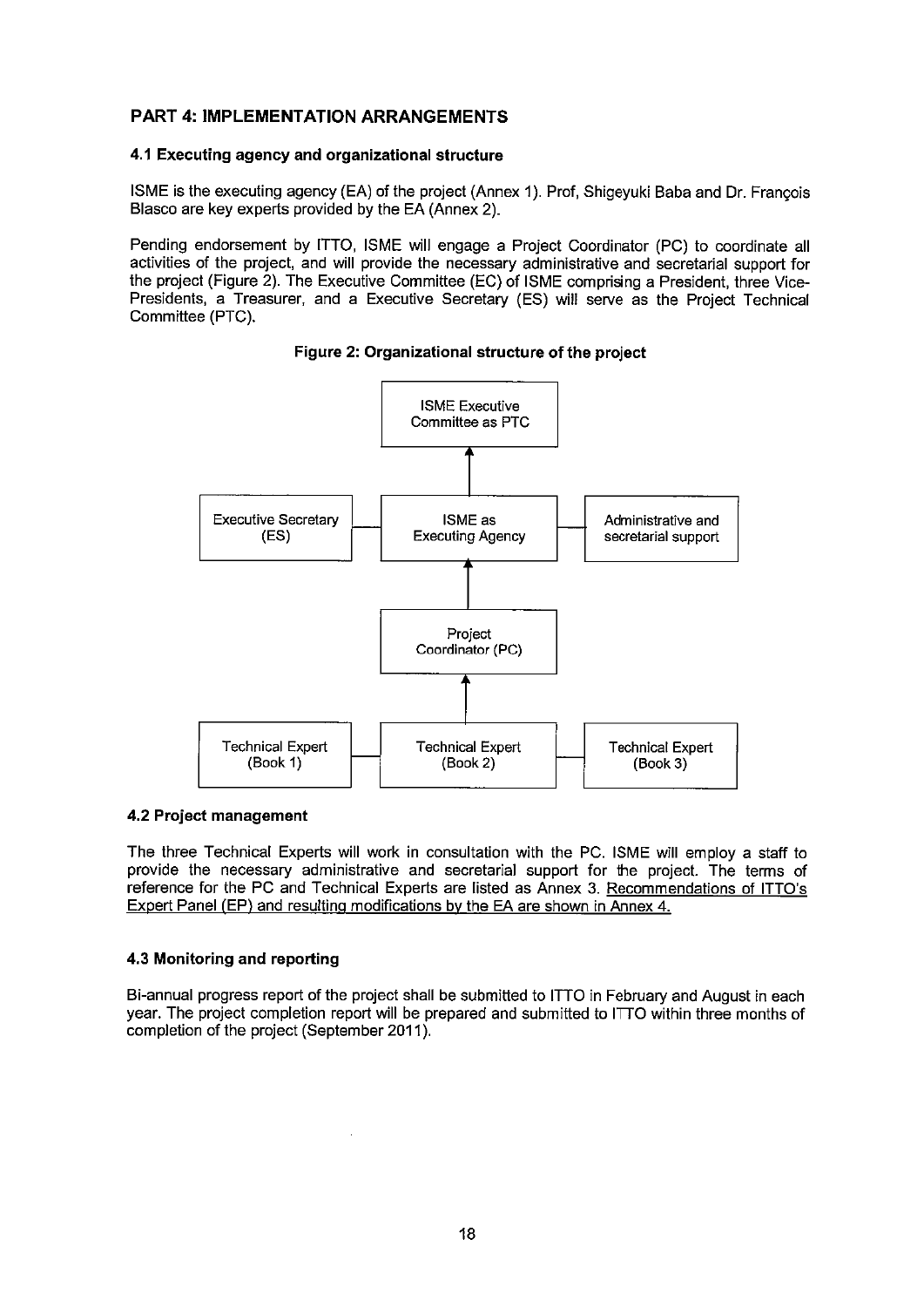## PART 4: IMPLEMENTATION ARRANGEMENTS

### 4.1 Executing agency and organizational structure

ISME is the executing agency (EA) of the project (Annex 1). Prof, Shigeyuki Baba and Dr. François Blasco are key experts provided by the EA (Annex 2).

Pending endorsement by ITTO, ISME will engage a Project Coordinator (PC) to coordinate all activities of the project, and will provide the necessary administrative and secretarial support for the project (Figure 2). The Executive Committee (EC) of ISME comprising a President, three Vice-Presidents, a Treasurer, and a Executive Secretary (ES) will serve as the Project Technical Committee (PTC).

**Figure 2: Organizational structure of the project**

ISME Executive Committee as PTC

Executive Secretary (ES) | ISME as Executing Agency | Administrative and secretarial support

Project Coordinator (PC)

Technical Expert (Book 1) | Technical Expert (Book 2) | Technical Expert (Book 3)

### 4.2 Project management

The three Technical Experts will work in consultation with the PC. ISME will employ a staff to provide the necessary administrative and secretarial support for the project. The terms of reference for the PC and Technical Experts are listed as Annex 3. Recommendations of ITTO's Expert Panel (EP) and resulting modifications by the EA are shown in Annex 4.

### 4.3 Monitoring and reporting

Bi-annual progress report of the project shall be submitted to ITTO in February and August in each year. The project completion report will be prepared and submitted to ITTO within three months of completion of the project (September 2011).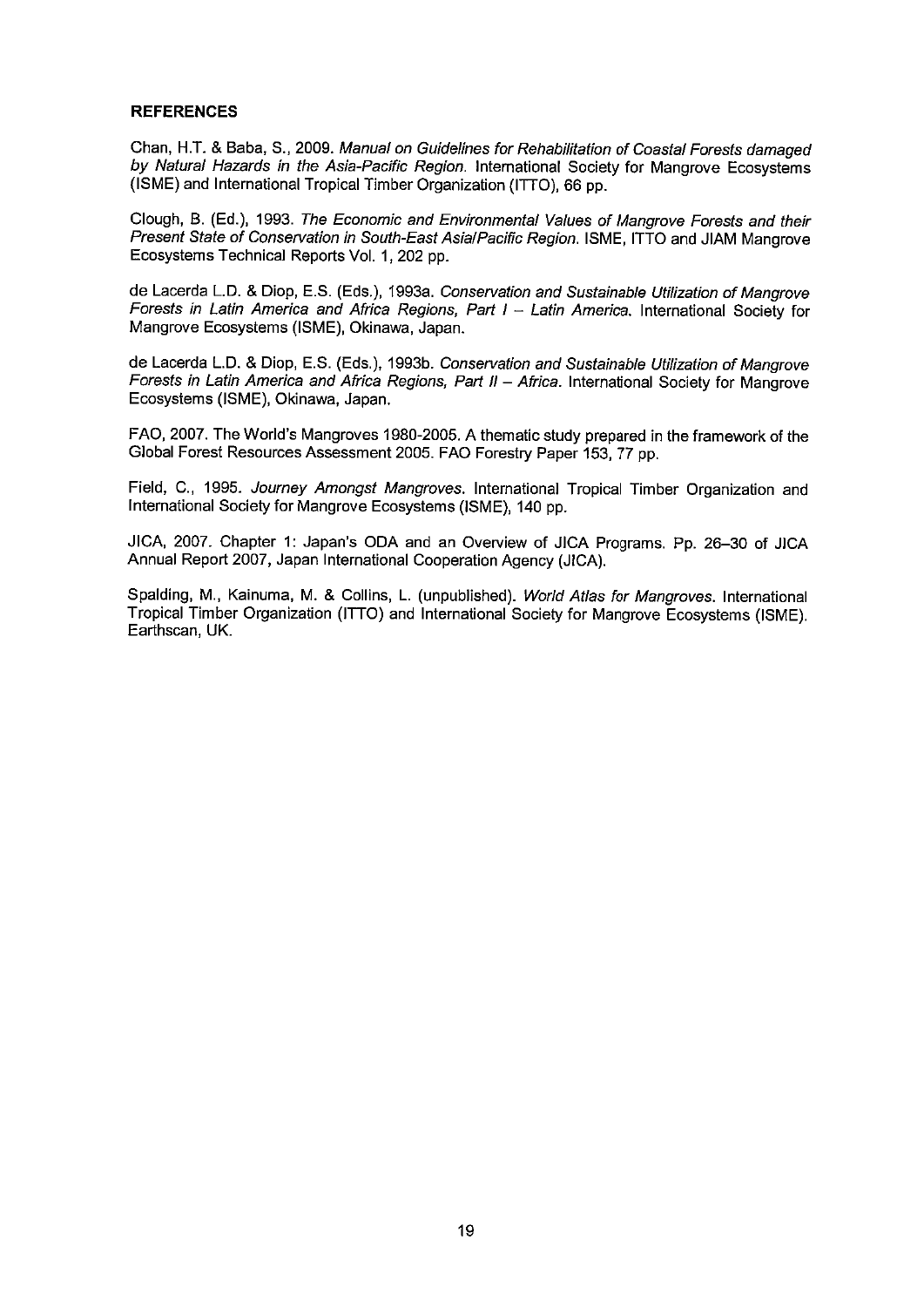## REFERENCES

Chan, H.T. & Baba, S., 2009. *Manual on Guidelines for Rehabilitation of Coastal Forests damaged by Natural Hazards in the Asia-Pacific Region.* International Society for Mangrove Ecosystems (ISME) and International Tropical Timber Organization (ITTO), 66 pp.

Clough, B. (Ed.), 1993. *The Economic and Environmental Values of Mangrove Forests and their Present State of Conservation in South-East Asia/Pacific Region.* ISME, ITTO and JIAM Mangrove Ecosystems Technical Reports Vol. 1, 202 pp.

de Lacerda L.D. & Diop, E.S. (Eds.), 1993a. *Conservation and Sustainable Utilization of Mangrove Forests in Latin America and Africa Regions, Part I – Latin America.* International Society for Mangrove Ecosystems (ISME), Okinawa, Japan.

de Lacerda L.D. & Diop, E.S. (Eds.), 1993b. *Conservation and Sustainable Utilization of Mangrove Forests in Latin America and Africa Regions, Part II – Africa.* International Society for Mangrove Ecosystems (ISME), Okinawa, Japan.

FAO, 2007. The World's Mangroves 1980-2005. A thematic study prepared in the framework of the Global Forest Resources Assessment 2005. FAO Forestry Paper 153, 77 pp.

Field, C., 1995. *Journey Amongst Mangroves.* International Tropical Timber Organization and International Society for Mangrove Ecosystems (ISME), 140 pp.

JICA, 2007. Chapter 1: Japan's ODA and an Overview of JICA Programs. Pp. 26–30 of JICA Annual Report 2007, Japan International Cooperation Agency (JICA).

Spalding, M., Kainuma, M. & Collins, L. (unpublished). *World Atlas for Mangroves.* International Tropical Timber Organization (ITTO) and International Society for Mangrove Ecosystems (ISME). Earthscan, UK.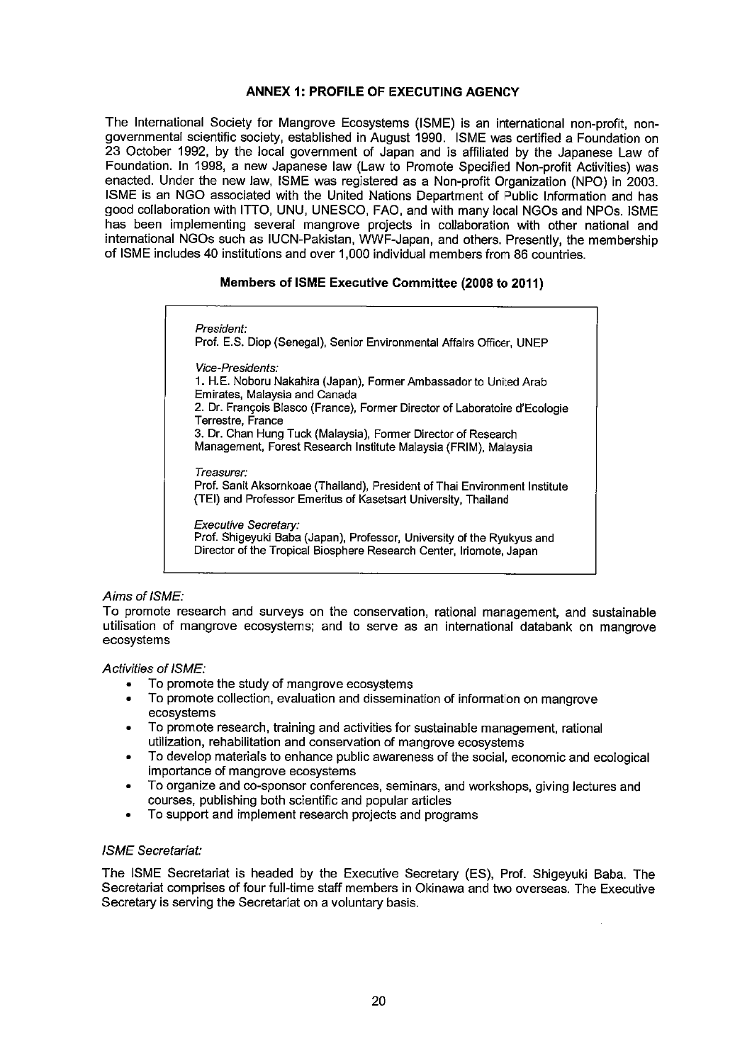## ANNEX 1: PROFILE OF EXECUTING AGENCY

The International Society for Mangrove Ecosystems (ISME) is an international non-profit, non-governmental scientific society, established in August 1990. ISME was certified a Foundation on 23 October 1992, by the local government of Japan and is affiliated by the Japanese Law of Foundation. In 1998, a new Japanese law (Law to Promote Specified Non-profit Activities) was enacted. Under the new law, ISME was registered as a Non-profit Organization (NPO) in 2003. ISME is an NGO associated with the United Nations Department of Public Information and has good collaboration with ITTO, UNU, UNESCO, FAO, and with many local NGOs and NPOs. ISME has been implementing several mangrove projects in collaboration with other national and international NGOs such as IUCN-Pakistan, WWF-Japan, and others. Presently, the membership of ISME includes 40 institutions and over 1,000 individual members from 86 countries.

### Members of ISME Executive Committee (2008 to 2011)

*President:*
Prof. E.S. Diop (Senegal), Senior Environmental Affairs Officer, UNEP

*Vice-Presidents:*
1. H.E. Noboru Nakahira (Japan), Former Ambassador to United Arab Emirates, Malaysia and Canada
2. Dr. François Blasco (France), Former Director of Laboratoire d'Ecologie Terrestre, France
3. Dr. Chan Hung Tuck (Malaysia), Former Director of Research Management, Forest Research Institute Malaysia (FRIM), Malaysia

*Treasurer:*
Prof. Sanit Aksornkoae (Thailand), President of Thai Environment Institute (TEI) and Professor Emeritus of Kasetsart University, Thailand

*Executive Secretary:*
Prof. Shigeyuki Baba (Japan), Professor, University of the Ryukyus and Director of the Tropical Biosphere Research Center, Iriomote, Japan

*Aims of ISME:*
To promote research and surveys on the conservation, rational management, and sustainable utilisation of mangrove ecosystems; and to serve as an international databank on mangrove ecosystems

*Activities of ISME:*

- To promote the study of mangrove ecosystems
- To promote collection, evaluation and dissemination of information on mangrove ecosystems
- To promote research, training and activities for sustainable management, rational utilization, rehabilitation and conservation of mangrove ecosystems
- To develop materials to enhance public awareness of the social, economic and ecological importance of mangrove ecosystems
- To organize and co-sponsor conferences, seminars, and workshops, giving lectures and courses, publishing both scientific and popular articles
- To support and implement research projects and programs

*ISME Secretariat:*

The ISME Secretariat is headed by the Executive Secretary (ES), Prof. Shigeyuki Baba. The Secretariat comprises of four full-time staff members in Okinawa and two overseas. The Executive Secretary is serving the Secretariat on a voluntary basis.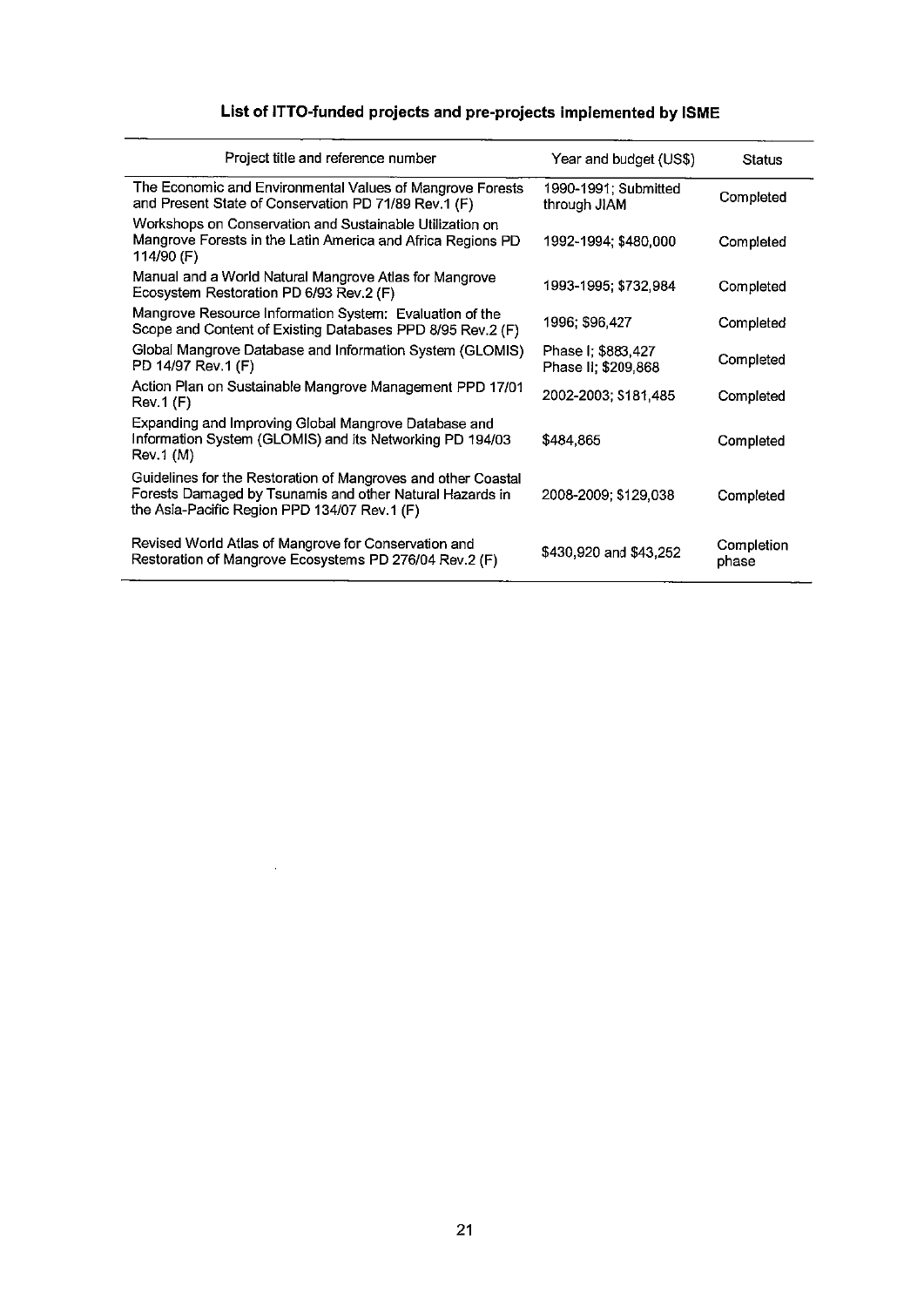## List of ITTO-funded projects and pre-projects implemented by ISME

| Project title and reference number | Year and budget (US$) | Status |
|---|---|---|
| The Economic and Environmental Values of Mangrove Forests and Present State of Conservation PD 71/89 Rev.1 (F) | 1990-1991; Submitted through JIAM | Completed |
| Workshops on Conservation and Sustainable Utilization on Mangrove Forests in the Latin America and Africa Regions PD 114/90 (F) | 1992-1994; $480,000 | Completed |
| Manual and a World Natural Mangrove Atlas for Mangrove Ecosystem Restoration PD 6/93 Rev.2 (F) | 1993-1995; $732,984 | Completed |
| Mangrove Resource Information System: Evaluation of the Scope and Content of Existing Databases PPD 8/95 Rev.2 (F) | 1996; $96,427 | Completed |
| Global Mangrove Database and Information System (GLOMIS) PD 14/97 Rev.1 (F) | Phase I; $883,427<br>Phase II; $209,868 | Completed |
| Action Plan on Sustainable Mangrove Management PPD 17/01 Rev.1 (F) | 2002-2003; $181,485 | Completed |
| Expanding and Improving Global Mangrove Database and Information System (GLOMIS) and its Networking PD 194/03 Rev.1 (M) | $484,865 | Completed |
| Guidelines for the Restoration of Mangroves and other Coastal Forests Damaged by Tsunamis and other Natural Hazards in the Asia-Pacific Region PPD 134/07 Rev.1 (F) | 2008-2009; $129,038 | Completed |
| Revised World Atlas of Mangrove for Conservation and Restoration of Mangrove Ecosystems PD 276/04 Rev.2 (F) | $430,920 and $43,252 | Completion phase |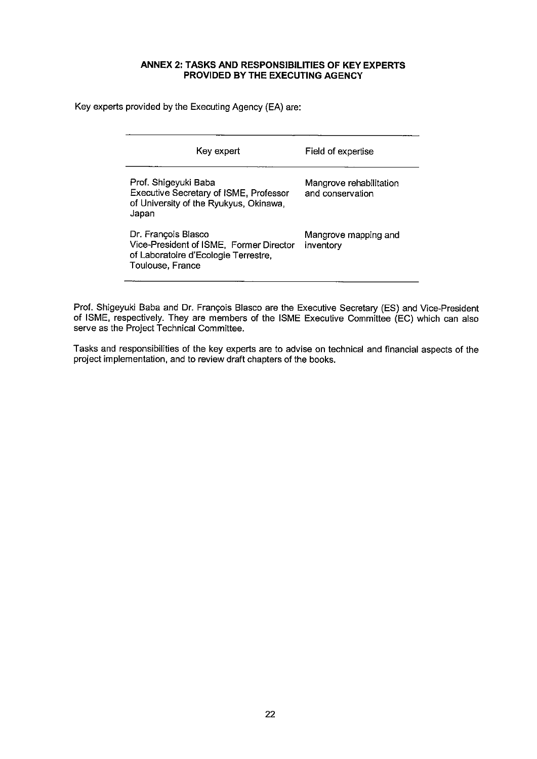## ANNEX 2: TASKS AND RESPONSIBILITIES OF KEY EXPERTS PROVIDED BY THE EXECUTING AGENCY

Key experts provided by the Executing Agency (EA) are:

| Key expert | Field of expertise |
|---|---|
| Prof. Shigeyuki Baba<br>Executive Secretary of ISME, Professor of University of the Ryukyus, Okinawa, Japan | Mangrove rehabilitation and conservation |
| Dr. François Blasco<br>Vice-President of ISME, Former Director of Laboratoire d'Ecologie Terrestre, Toulouse, France | Mangrove mapping and inventory |

Prof. Shigeyuki Baba and Dr. François Blasco are the Executive Secretary (ES) and Vice-President of ISME, respectively. They are members of the ISME Executive Committee (EC) which can also serve as the Project Technical Committee.

Tasks and responsibilities of the key experts are to advise on technical and financial aspects of the project implementation, and to review draft chapters of the books.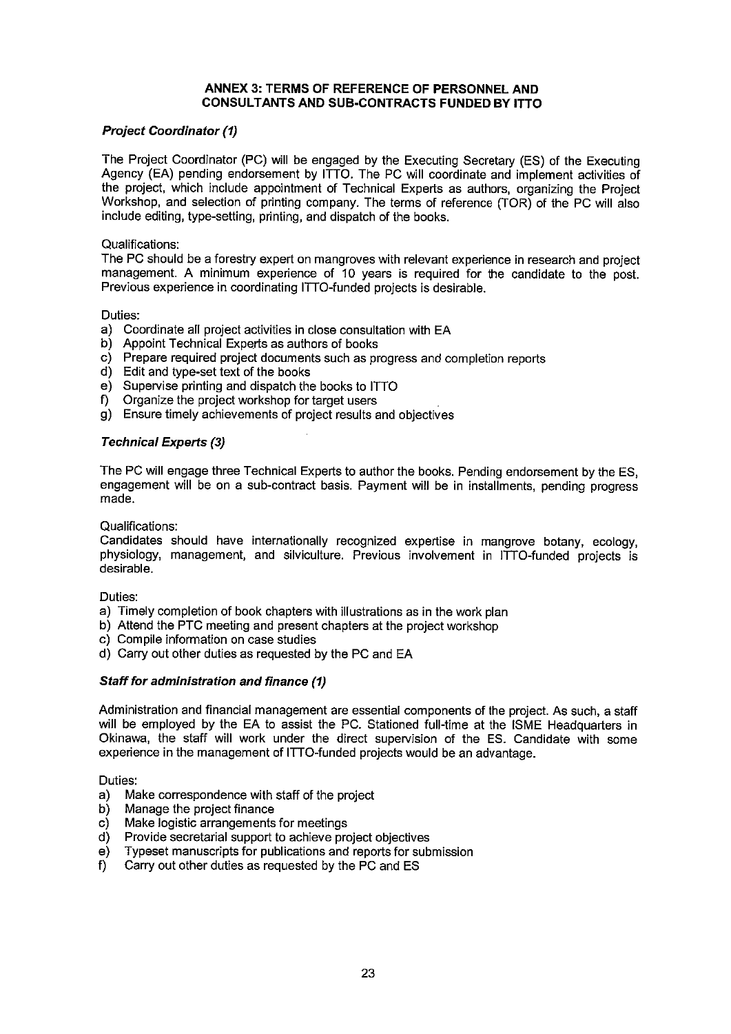## ANNEX 3: TERMS OF REFERENCE OF PERSONNEL AND CONSULTANTS AND SUB-CONTRACTS FUNDED BY ITTO

### *Project Coordinator (1)*

The Project Coordinator (PC) will be engaged by the Executing Secretary (ES) of the Executing Agency (EA) pending endorsement by ITTO. The PC will coordinate and implement activities of the project, which include appointment of Technical Experts as authors, organizing the Project Workshop, and selection of printing company. The terms of reference (TOR) of the PC will also include editing, type-setting, printing, and dispatch of the books.

Qualifications:
The PC should be a forestry expert on mangroves with relevant experience in research and project management. A minimum experience of 10 years is required for the candidate to the post. Previous experience in coordinating ITTO-funded projects is desirable.

Duties:
a) Coordinate all project activities in close consultation with EA
b) Appoint Technical Experts as authors of books
c) Prepare required project documents such as progress and completion reports
d) Edit and type-set text of the books
e) Supervise printing and dispatch the books to ITTO
f) Organize the project workshop for target users
g) Ensure timely achievements of project results and objectives

### *Technical Experts (3)*

The PC will engage three Technical Experts to author the books. Pending endorsement by the ES, engagement will be on a sub-contract basis. Payment will be in installments, pending progress made.

Qualifications:
Candidates should have internationally recognized expertise in mangrove botany, ecology, physiology, management, and silviculture. Previous involvement in ITTO-funded projects is desirable.

Duties:
a) Timely completion of book chapters with illustrations as in the work plan
b) Attend the PTC meeting and present chapters at the project workshop
c) Compile information on case studies
d) Carry out other duties as requested by the PC and EA

### *Staff for administration and finance (1)*

Administration and financial management are essential components of the project. As such, a staff will be employed by the EA to assist the PC. Stationed full-time at the ISME Headquarters in Okinawa, the staff will work under the direct supervision of the ES. Candidate with some experience in the management of ITTO-funded projects would be an advantage.

Duties:
a) Make correspondence with staff of the project
b) Manage the project finance
c) Make logistic arrangements for meetings
d) Provide secretarial support to achieve project objectives
e) Typeset manuscripts for publications and reports for submission
f) Carry out other duties as requested by the PC and ES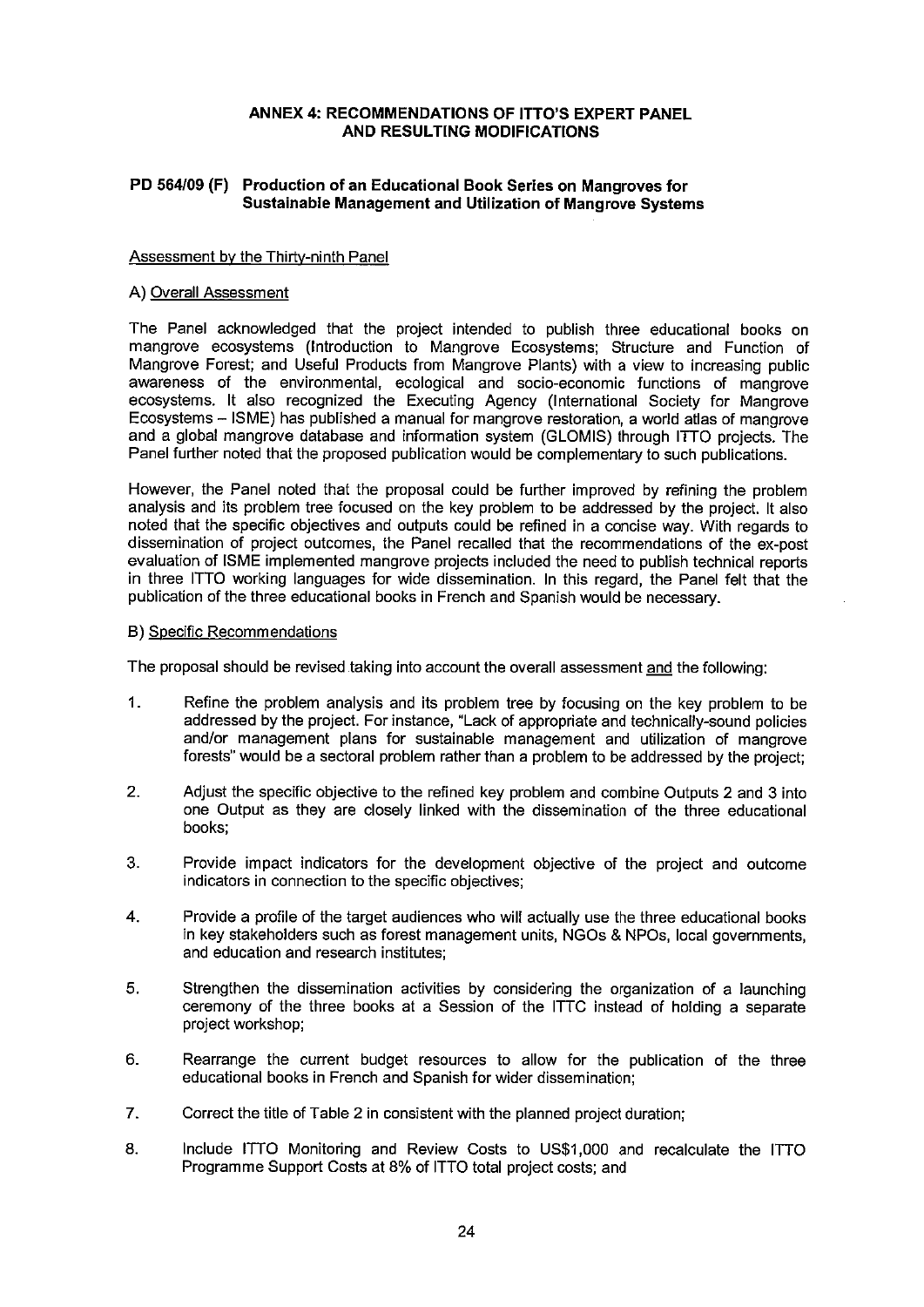## ANNEX 4: RECOMMENDATIONS OF ITTO'S EXPERT PANEL AND RESULTING MODIFICATIONS

### PD 564/09 (F) Production of an Educational Book Series on Mangroves for Sustainable Management and Utilization of Mangrove Systems

Assessment by the Thirty-ninth Panel

A) Overall Assessment

The Panel acknowledged that the project intended to publish three educational books on mangrove ecosystems (Introduction to Mangrove Ecosystems; Structure and Function of Mangrove Forest; and Useful Products from Mangrove Plants) with a view to increasing public awareness of the environmental, ecological and socio-economic functions of mangrove ecosystems. It also recognized the Executing Agency (International Society for Mangrove Ecosystems – ISME) has published a manual for mangrove restoration, a world atlas of mangrove and a global mangrove database and information system (GLOMIS) through ITTO projects. The Panel further noted that the proposed publication would be complementary to such publications.

However, the Panel noted that the proposal could be further improved by refining the problem analysis and its problem tree focused on the key problem to be addressed by the project. It also noted that the specific objectives and outputs could be refined in a concise way. With regards to dissemination of project outcomes, the Panel recalled that the recommendations of the ex-post evaluation of ISME implemented mangrove projects included the need to publish technical reports in three ITTO working languages for wide dissemination. In this regard, the Panel felt that the publication of the three educational books in French and Spanish would be necessary.

B) Specific Recommendations

The proposal should be revised taking into account the overall assessment and the following:

1. Refine the problem analysis and its problem tree by focusing on the key problem to be addressed by the project. For instance, "Lack of appropriate and technically-sound policies and/or management plans for sustainable management and utilization of mangrove forests" would be a sectoral problem rather than a problem to be addressed by the project;
2. Adjust the specific objective to the refined key problem and combine Outputs 2 and 3 into one Output as they are closely linked with the dissemination of the three educational books;
3. Provide impact indicators for the development objective of the project and outcome indicators in connection to the specific objectives;
4. Provide a profile of the target audiences who will actually use the three educational books in key stakeholders such as forest management units, NGOs & NPOs, local governments, and education and research institutes;
5. Strengthen the dissemination activities by considering the organization of a launching ceremony of the three books at a Session of the ITTC instead of holding a separate project workshop;
6. Rearrange the current budget resources to allow for the publication of the three educational books in French and Spanish for wider dissemination;
7. Correct the title of Table 2 in consistent with the planned project duration;
8. Include ITTO Monitoring and Review Costs to US$1,000 and recalculate the ITTO Programme Support Costs at 8% of ITTO total project costs; and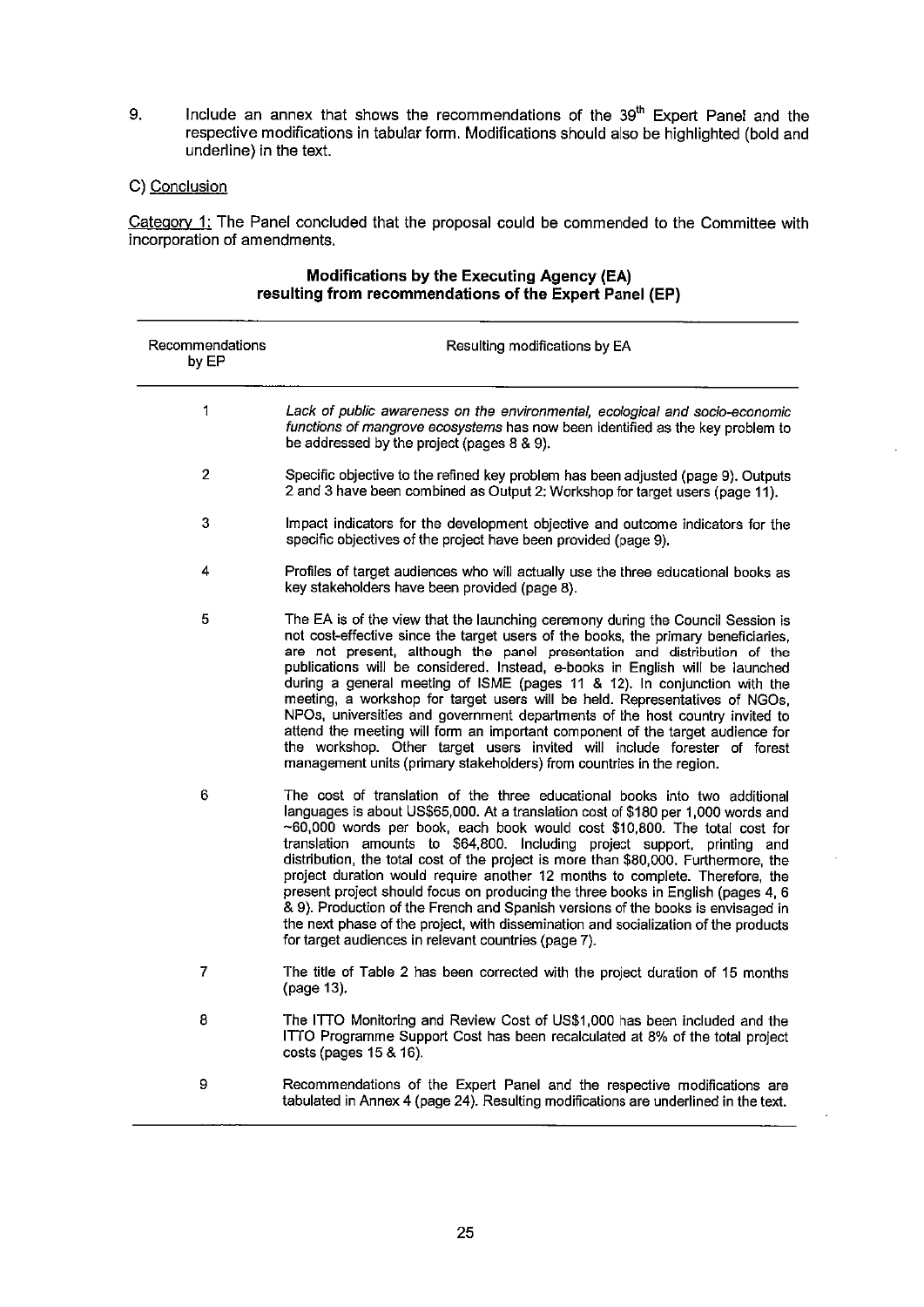9. Include an annex that shows the recommendations of the 39th Expert Panel and the respective modifications in tabular form. Modifications should also be highlighted (bold and underline) in the text.

C) Conclusion

Category 1: The Panel concluded that the proposal could be commended to the Committee with incorporation of amendments.

**Modifications by the Executing Agency (EA) resulting from recommendations of the Expert Panel (EP)**

| Recommendations by EP | Resulting modifications by EA |
|---|---|
| 1 | *Lack of public awareness on the environmental, ecological and socio-economic functions of mangrove ecosystems* has now been identified as the key problem to be addressed by the project (pages 8 & 9). |
| 2 | Specific objective to the refined key problem has been adjusted (page 9). Outputs 2 and 3 have been combined as Output 2: Workshop for target users (page 11). |
| 3 | Impact indicators for the development objective and outcome indicators for the specific objectives of the project have been provided (page 9). |
| 4 | Profiles of target audiences who will actually use the three educational books as key stakeholders have been provided (page 8). |
| 5 | The EA is of the view that the launching ceremony during the Council Session is not cost-effective since the target users of the books, the primary beneficiaries, are not present, although the panel presentation and distribution of the publications will be considered. Instead, e-books in English will be launched during a general meeting of ISME (pages 11 & 12). In conjunction with the meeting, a workshop for target users will be held. Representatives of NGOs, NPOs, universities and government departments of the host country invited to attend the meeting will form an important component of the target audience for the workshop. Other target users invited will include forester of forest management units (primary stakeholders) from countries in the region. |
| 6 | The cost of translation of the three educational books into two additional languages is about US$65,000. At a translation cost of $180 per 1,000 words and ~60,000 words per book, each book would cost $10,800. The total cost for translation amounts to $64,800. Including project support, printing and distribution, the total cost of the project is more than $80,000. Furthermore, the project duration would require another 12 months to complete. Therefore, the present project should focus on producing the three books in English (pages 4, 6 & 9). Production of the French and Spanish versions of the books is envisaged in the next phase of the project, with dissemination and socialization of the products for target audiences in relevant countries (page 7). |
| 7 | The title of Table 2 has been corrected with the project duration of 15 months (page 13). |
| 8 | The ITTO Monitoring and Review Cost of US$1,000 has been included and the ITTO Programme Support Cost has been recalculated at 8% of the total project costs (pages 15 & 16). |
| 9 | Recommendations of the Expert Panel and the respective modifications are tabulated in Annex 4 (page 24). Resulting modifications are underlined in the text. |